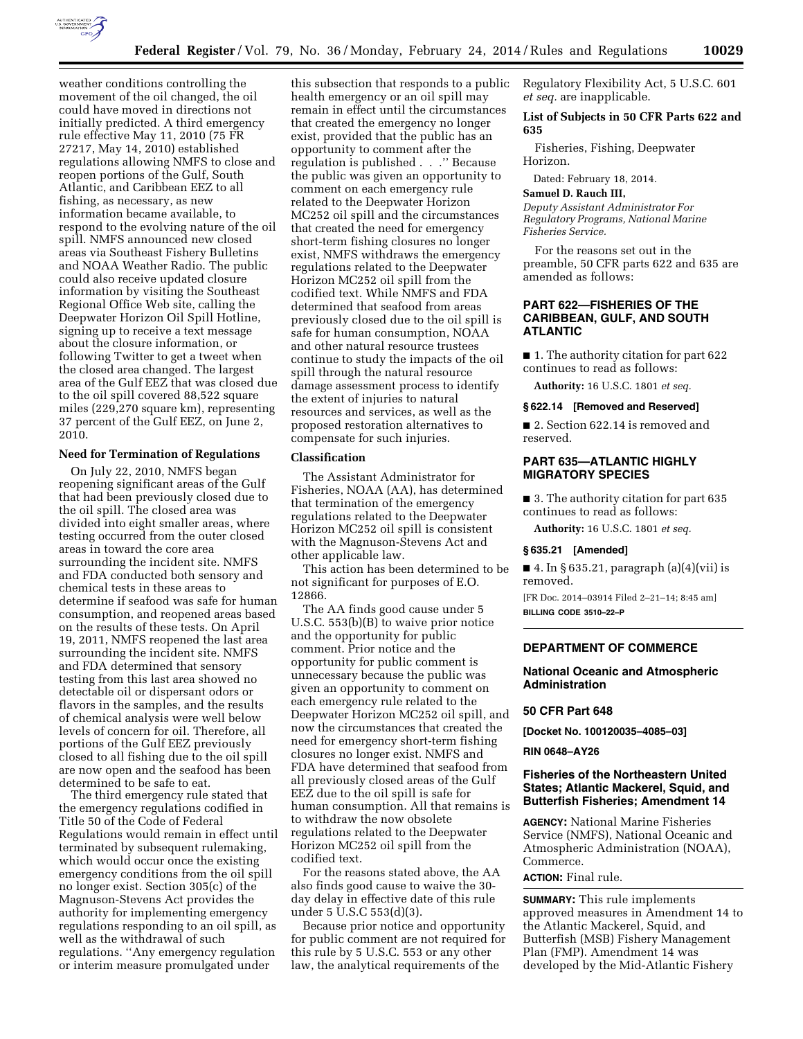weather conditions controlling the movement of the oil changed, the oil could have moved in directions not initially predicted. A third emergency rule effective May 11, 2010 (75 FR 27217, May 14, 2010) established regulations allowing NMFS to close and reopen portions of the Gulf, South Atlantic, and Caribbean EEZ to all fishing, as necessary, as new information became available, to respond to the evolving nature of the oil spill. NMFS announced new closed areas via Southeast Fishery Bulletins and NOAA Weather Radio. The public could also receive updated closure information by visiting the Southeast Regional Office Web site, calling the Deepwater Horizon Oil Spill Hotline, signing up to receive a text message about the closure information, or following Twitter to get a tweet when the closed area changed. The largest area of the Gulf EEZ that was closed due to the oil spill covered 88,522 square miles (229,270 square km), representing 37 percent of the Gulf EEZ, on June 2, 2010.

**Need for Termination of Regulations**

On July 22, 2010, NMFS began reopening significant areas of the Gulf that had been previously closed due to the oil spill. The closed area was divided into eight smaller areas, where testing occurred from the outer closed areas in toward the core area surrounding the incident site. NMFS and FDA conducted both sensory and chemical tests in these areas to determine if seafood was safe for human consumption, and reopened areas based on the results of these tests. On April 19, 2011, NMFS reopened the last area surrounding the incident site. NMFS and FDA determined that sensory testing from this last area showed no detectable oil or dispersant odors or flavors in the samples, and the results of chemical analysis were well below levels of concern for oil. Therefore, all portions of the Gulf EEZ previously closed to all fishing due to the oil spill are now open and the seafood has been determined to be safe to eat.

The third emergency rule stated that the emergency regulations codified in Title 50 of the Code of Federal Regulations would remain in effect until terminated by subsequent rulemaking, which would occur once the existing emergency conditions from the oil spill no longer exist. Section 305(c) of the Magnuson-Stevens Act provides the authority for implementing emergency regulations responding to an oil spill, as well as the withdrawal of such regulations. ''Any emergency regulation or interim measure promulgated under this subsection that responds to a public health emergency or an oil spill may remain in effect until the circumstances that created the emergency no longer exist, provided that the public has an opportunity to comment after the regulation is published . . .'' Because the public was given an opportunity to comment on each emergency rule related to the Deepwater Horizon MC252 oil spill and the circumstances that created the need for emergency short-term fishing closures no longer exist, NMFS withdraws the emergency regulations related to the Deepwater Horizon MC252 oil spill from the codified text. While NMFS and FDA determined that seafood from areas previously closed due to the oil spill is safe for human consumption, NOAA and other natural resource trustees continue to study the impacts of the oil spill through the natural resource damage assessment process to identify the extent of injuries to natural resources and services, as well as the proposed restoration alternatives to compensate for such injuries.

**Classification**

The Assistant Administrator for Fisheries, NOAA (AA), has determined that termination of the emergency regulations related to the Deepwater Horizon MC252 oil spill is consistent with the Magnuson-Stevens Act and other applicable law.

This action has been determined to be not significant for purposes of E.O. 12866.

The AA finds good cause under 5 U.S.C. 553(b)(B) to waive prior notice and the opportunity for public comment. Prior notice and the opportunity for public comment is unnecessary because the public was given an opportunity to comment on each emergency rule related to the Deepwater Horizon MC252 oil spill, and now the circumstances that created the need for emergency short-term fishing closures no longer exist. NMFS and FDA have determined that seafood from all previously closed areas of the Gulf EEZ due to the oil spill is safe for human consumption. All that remains is to withdraw the now obsolete regulations related to the Deepwater Horizon MC252 oil spill from the codified text.

For the reasons stated above, the AA also finds good cause to waive the 30-day delay in effective date of this rule under 5 U.S.C 553(d)(3).

Because prior notice and opportunity for public comment are not required for this rule by 5 U.S.C. 553 or any other law, the analytical requirements of the Regulatory Flexibility Act, 5 U.S.C. 601 *et seq.* are inapplicable.

**List of Subjects in 50 CFR Parts 622 and 635**

Fisheries, Fishing, Deepwater Horizon.

Dated: February 18, 2014.

**Samuel D. Rauch III,**

*Deputy Assistant Administrator For Regulatory Programs, National Marine Fisheries Service.*

For the reasons set out in the preamble, 50 CFR parts 622 and 635 are amended as follows:

## PART 622—FISHERIES OF THE CARIBBEAN, GULF, AND SOUTH ATLANTIC

■ 1. The authority citation for part 622 continues to read as follows:

**Authority:** 16 U.S.C. 1801 *et seq.*

**§ 622.14 [Removed and Reserved]**

■ 2. Section 622.14 is removed and reserved.

## PART 635—ATLANTIC HIGHLY MIGRATORY SPECIES

■ 3. The authority citation for part 635 continues to read as follows:

**Authority:** 16 U.S.C. 1801 *et seq.*

**§ 635.21 [Amended]**

■ 4. In § 635.21, paragraph (a)(4)(vii) is removed.

[FR Doc. 2014–03914 Filed 2–21–14; 8:45 am]

**BILLING CODE 3510–22–P**

---

**DEPARTMENT OF COMMERCE**

**National Oceanic and Atmospheric Administration**

**50 CFR Part 648**

**[Docket No. 100120035–4085–03]**

**RIN 0648–AY26**

## Fisheries of the Northeastern United States; Atlantic Mackerel, Squid, and Butterfish Fisheries; Amendment 14

**AGENCY:** National Marine Fisheries Service (NMFS), National Oceanic and Atmospheric Administration (NOAA), Commerce.

**ACTION:** Final rule.

**SUMMARY:** This rule implements approved measures in Amendment 14 to the Atlantic Mackerel, Squid, and Butterfish (MSB) Fishery Management Plan (FMP). Amendment 14 was developed by the Mid-Atlantic Fishery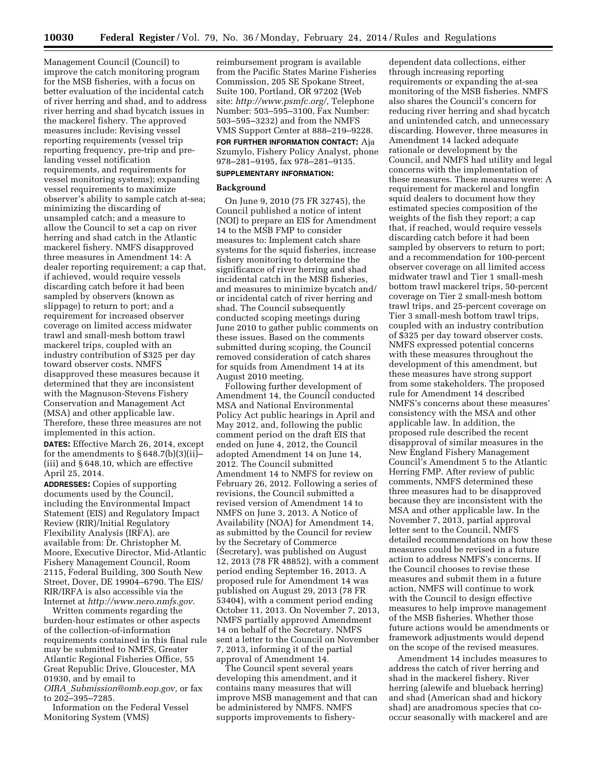Management Council (Council) to improve the catch monitoring program for the MSB fisheries, with a focus on better evaluation of the incidental catch of river herring and shad, and to address river herring and shad bycatch issues in the mackerel fishery. The approved measures include: Revising vessel reporting requirements (vessel trip reporting frequency, pre-trip and pre-landing vessel notification requirements, and requirements for vessel monitoring systems); expanding vessel requirements to maximize observer's ability to sample catch at-sea; minimizing the discarding of unsampled catch; and a measure to allow the Council to set a cap on river herring and shad catch in the Atlantic mackerel fishery. NMFS disapproved three measures in Amendment 14: A dealer reporting requirement; a cap that, if achieved, would require vessels discarding catch before it had been sampled by observers (known as slippage) to return to port; and a requirement for increased observer coverage on limited access midwater trawl and small-mesh bottom trawl mackerel trips, coupled with an industry contribution of $325 per day toward observer costs. NMFS disapproved these measures because it determined that they are inconsistent with the Magnuson-Stevens Fishery Conservation and Management Act (MSA) and other applicable law. Therefore, these three measures are not implemented in this action.

**DATES:** Effective March 26, 2014, except for the amendments to § 648.7(b)(3)(ii)–(iii) and § 648.10, which are effective April 25, 2014.

**ADDRESSES:** Copies of supporting documents used by the Council, including the Environmental Impact Statement (EIS) and Regulatory Impact Review (RIR)/Initial Regulatory Flexibility Analysis (IRFA), are available from: Dr. Christopher M. Moore, Executive Director, Mid-Atlantic Fishery Management Council, Room 2115, Federal Building, 300 South New Street, Dover, DE 19904–6790. The EIS/RIR/IRFA is also accessible via the Internet at *http://www.nero.nmfs.gov*.

Written comments regarding the burden-hour estimates or other aspects of the collection-of-information requirements contained in this final rule may be submitted to NMFS, Greater Atlantic Regional Fisheries Office, 55 Great Republic Drive, Gloucester, MA 01930, and by email to *OIRA_Submission@omb.eop.gov,* or fax to 202–395–7285.

Information on the Federal Vessel Monitoring System (VMS) reimbursement program is available from the Pacific States Marine Fisheries Commission, 205 SE Spokane Street, Suite 100, Portland, OR 97202 (Web site: *http://www.psmfc.org/,* Telephone Number: 503–595–3100, Fax Number: 503–595–3232) and from the NMFS VMS Support Center at 888–219–9228.

**FOR FURTHER INFORMATION CONTACT:** Aja Szumylo, Fishery Policy Analyst, phone 978–281–9195, fax 978–281–9135.

**SUPPLEMENTARY INFORMATION:**

## Background

On June 9, 2010 (75 FR 32745), the Council published a notice of intent (NOI) to prepare an EIS for Amendment 14 to the MSB FMP to consider measures to: Implement catch share systems for the squid fisheries, increase fishery monitoring to determine the significance of river herring and shad incidental catch in the MSB fisheries, and measures to minimize bycatch and/or incidental catch of river herring and shad. The Council subsequently conducted scoping meetings during June 2010 to gather public comments on these issues. Based on the comments submitted during scoping, the Council removed consideration of catch shares for squids from Amendment 14 at its August 2010 meeting.

Following further development of Amendment 14, the Council conducted MSA and National Environmental Policy Act public hearings in April and May 2012, and, following the public comment period on the draft EIS that ended on June 4, 2012, the Council adopted Amendment 14 on June 14, 2012. The Council submitted Amendment 14 to NMFS for review on February 26, 2012. Following a series of revisions, the Council submitted a revised version of Amendment 14 to NMFS on June 3, 2013. A Notice of Availability (NOA) for Amendment 14, as submitted by the Council for review by the Secretary of Commerce (Secretary), was published on August 12, 2013 (78 FR 48852), with a comment period ending September 16, 2013. A proposed rule for Amendment 14 was published on August 29, 2013 (78 FR 53404), with a comment period ending October 11, 2013. On November 7, 2013, NMFS partially approved Amendment 14 on behalf of the Secretary. NMFS sent a letter to the Council on November 7, 2013, informing it of the partial approval of Amendment 14.

The Council spent several years developing this amendment, and it contains many measures that will improve MSB management and that can be administered by NMFS. NMFS supports improvements to fishery-dependent data collections, either through increasing reporting requirements or expanding the at-sea monitoring of the MSB fisheries. NMFS also shares the Council's concern for reducing river herring and shad bycatch and unintended catch, and unnecessary discarding. However, three measures in Amendment 14 lacked adequate rationale or development by the Council, and NMFS had utility and legal concerns with the implementation of these measures. These measures were: A requirement for mackerel and longfin squid dealers to document how they estimated species composition of the weights of the fish they report; a cap that, if reached, would require vessels discarding catch before it had been sampled by observers to return to port; and a recommendation for 100-percent observer coverage on all limited access midwater trawl and Tier 1 small-mesh bottom trawl mackerel trips, 50-percent coverage on Tier 2 small-mesh bottom trawl trips, and 25-percent coverage on Tier 3 small-mesh bottom trawl trips, coupled with an industry contribution of $325 per day toward observer costs. NMFS expressed potential concerns with these measures throughout the development of this amendment, but these measures have strong support from some stakeholders. The proposed rule for Amendment 14 described NMFS's concerns about these measures' consistency with the MSA and other applicable law. In addition, the proposed rule described the recent disapproval of similar measures in the New England Fishery Management Council's Amendment 5 to the Atlantic Herring FMP. After review of public comments, NMFS determined these three measures had to be disapproved because they are inconsistent with the MSA and other applicable law. In the November 7, 2013, partial approval letter sent to the Council, NMFS detailed recommendations on how these measures could be revised in a future action to address NMFS's concerns. If the Council chooses to revise these measures and submit them in a future action, NMFS will continue to work with the Council to design effective measures to help improve management of the MSB fisheries. Whether those future actions would be amendments or framework adjustments would depend on the scope of the revised measures.

Amendment 14 includes measures to address the catch of river herring and shad in the mackerel fishery. River herring (alewife and blueback herring) and shad (American shad and hickory shad) are anadromous species that co-occur seasonally with mackerel and are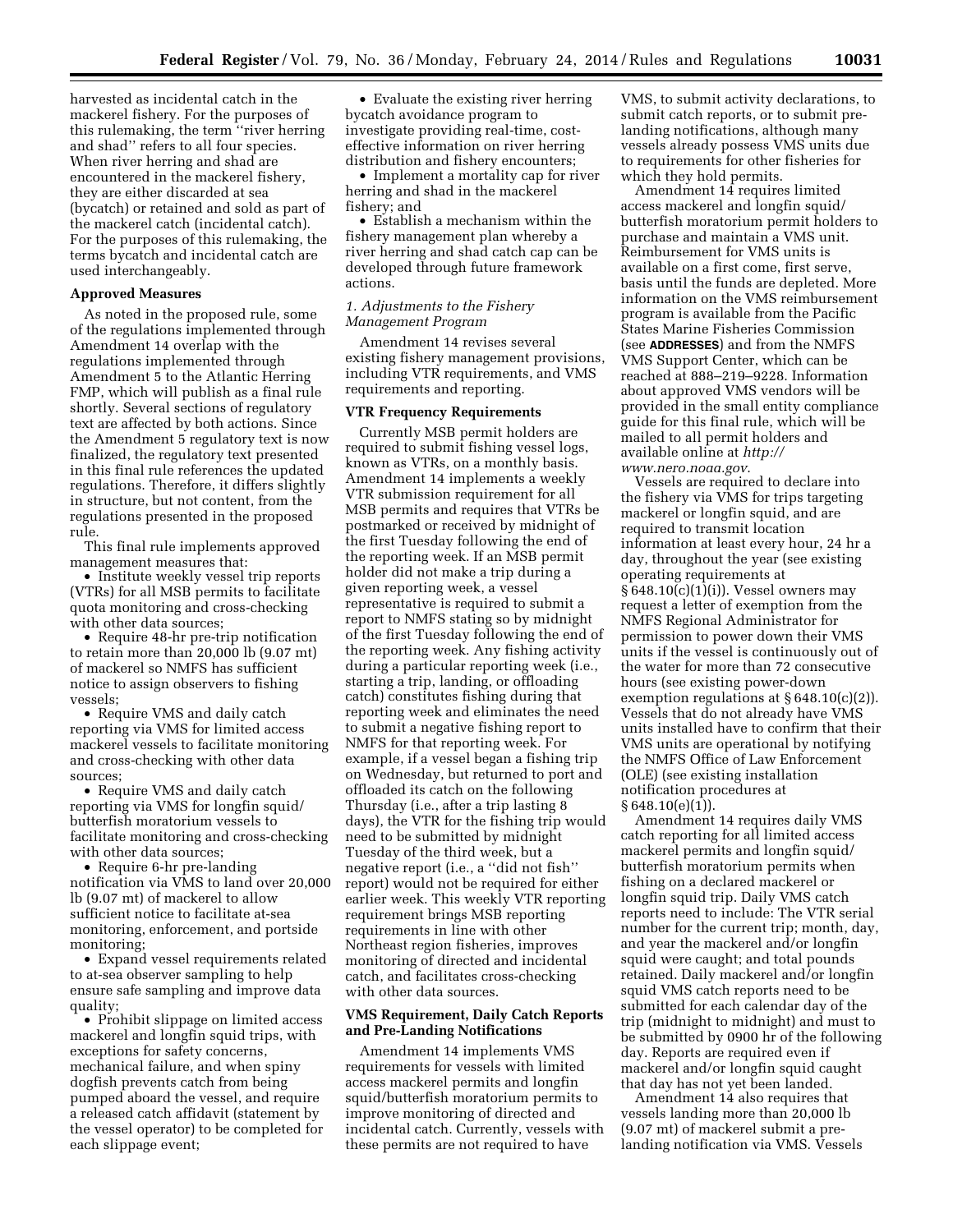harvested as incidental catch in the mackerel fishery. For the purposes of this rulemaking, the term ''river herring and shad'' refers to all four species. When river herring and shad are encountered in the mackerel fishery, they are either discarded at sea (bycatch) or retained and sold as part of the mackerel catch (incidental catch). For the purposes of this rulemaking, the terms bycatch and incidental catch are used interchangeably.

**Approved Measures**

As noted in the proposed rule, some of the regulations implemented through Amendment 14 overlap with the regulations implemented through Amendment 5 to the Atlantic Herring FMP, which will publish as a final rule shortly. Several sections of regulatory text are affected by both actions. Since the Amendment 5 regulatory text is now finalized, the regulatory text presented in this final rule references the updated regulations. Therefore, it differs slightly in structure, but not content, from the regulations presented in the proposed rule.

This final rule implements approved management measures that:

- Institute weekly vessel trip reports (VTRs) for all MSB permits to facilitate quota monitoring and cross-checking with other data sources;
- Require 48-hr pre-trip notification to retain more than 20,000 lb (9.07 mt) of mackerel so NMFS has sufficient notice to assign observers to fishing vessels;
- Require VMS and daily catch reporting via VMS for limited access mackerel vessels to facilitate monitoring and cross-checking with other data sources;
- Require VMS and daily catch reporting via VMS for longfin squid/butterfish moratorium vessels to facilitate monitoring and cross-checking with other data sources;
- Require 6-hr pre-landing notification via VMS to land over 20,000 lb (9.07 mt) of mackerel to allow sufficient notice to facilitate at-sea monitoring, enforcement, and portside monitoring;
- Expand vessel requirements related to at-sea observer sampling to help ensure safe sampling and improve data quality;
- Prohibit slippage on limited access mackerel and longfin squid trips, with exceptions for safety concerns, mechanical failure, and when spiny dogfish prevents catch from being pumped aboard the vessel, and require a released catch affidavit (statement by the vessel operator) to be completed for each slippage event;
- Evaluate the existing river herring bycatch avoidance program to investigate providing real-time, cost-effective information on river herring distribution and fishery encounters;
- Implement a mortality cap for river herring and shad in the mackerel fishery; and
- Establish a mechanism within the fishery management plan whereby a river herring and shad catch cap can be developed through future framework actions.

*1. Adjustments to the Fishery Management Program*

Amendment 14 revises several existing fishery management provisions, including VTR requirements, and VMS requirements and reporting.

**VTR Frequency Requirements**

Currently MSB permit holders are required to submit fishing vessel logs, known as VTRs, on a monthly basis. Amendment 14 implements a weekly VTR submission requirement for all MSB permits and requires that VTRs be postmarked or received by midnight of the first Tuesday following the end of the reporting week. If an MSB permit holder did not make a trip during a given reporting week, a vessel representative is required to submit a report to NMFS stating so by midnight of the first Tuesday following the end of the reporting week. Any fishing activity during a particular reporting week (i.e., starting a trip, landing, or offloading catch) constitutes fishing during that reporting week and eliminates the need to submit a negative fishing report to NMFS for that reporting week. For example, if a vessel began a fishing trip on Wednesday, but returned to port and offloaded its catch on the following Thursday (i.e., after a trip lasting 8 days), the VTR for the fishing trip would need to be submitted by midnight Tuesday of the third week, but a negative report (i.e., a ''did not fish'' report) would not be required for either earlier week. This weekly VTR reporting requirement brings MSB reporting requirements in line with other Northeast region fisheries, improves monitoring of directed and incidental catch, and facilitates cross-checking with other data sources.

**VMS Requirement, Daily Catch Reports and Pre-Landing Notifications**

Amendment 14 implements VMS requirements for vessels with limited access mackerel permits and longfin squid/butterfish moratorium permits to improve monitoring of directed and incidental catch. Currently, vessels with these permits are not required to have VMS, to submit activity declarations, to submit catch reports, or to submit pre-landing notifications, although many vessels already possess VMS units due to requirements for other fisheries for which they hold permits.

Amendment 14 requires limited access mackerel and longfin squid/butterfish moratorium permit holders to purchase and maintain a VMS unit. Reimbursement for VMS units is available on a first come, first serve, basis until the funds are depleted. More information on the VMS reimbursement program is available from the Pacific States Marine Fisheries Commission (see **ADDRESSES**) and from the NMFS VMS Support Center, which can be reached at 888–219–9228. Information about approved VMS vendors will be provided in the small entity compliance guide for this final rule, which will be mailed to all permit holders and available online at *http://www.nero.noaa.gov*.

Vessels are required to declare into the fishery via VMS for trips targeting mackerel or longfin squid, and are required to transmit location information at least every hour, 24 hr a day, throughout the year (see existing operating requirements at § 648.10(c)(1)(i)). Vessel owners may request a letter of exemption from the NMFS Regional Administrator for permission to power down their VMS units if the vessel is continuously out of the water for more than 72 consecutive hours (see existing power-down exemption regulations at § 648.10(c)(2)). Vessels that do not already have VMS units installed have to confirm that their VMS units are operational by notifying the NMFS Office of Law Enforcement (OLE) (see existing installation notification procedures at § 648.10(e)(1)).

Amendment 14 requires daily VMS catch reporting for all limited access mackerel permits and longfin squid/butterfish moratorium permits when fishing on a declared mackerel or longfin squid trip. Daily VMS catch reports need to include: The VTR serial number for the current trip; month, day, and year the mackerel and/or longfin squid were caught; and total pounds retained. Daily mackerel and/or longfin squid VMS catch reports need to be submitted for each calendar day of the trip (midnight to midnight) and must to be submitted by 0900 hr of the following day. Reports are required even if mackerel and/or longfin squid caught that day has not yet been landed.

Amendment 14 also requires that vessels landing more than 20,000 lb (9.07 mt) of mackerel submit a pre-landing notification via VMS. Vessels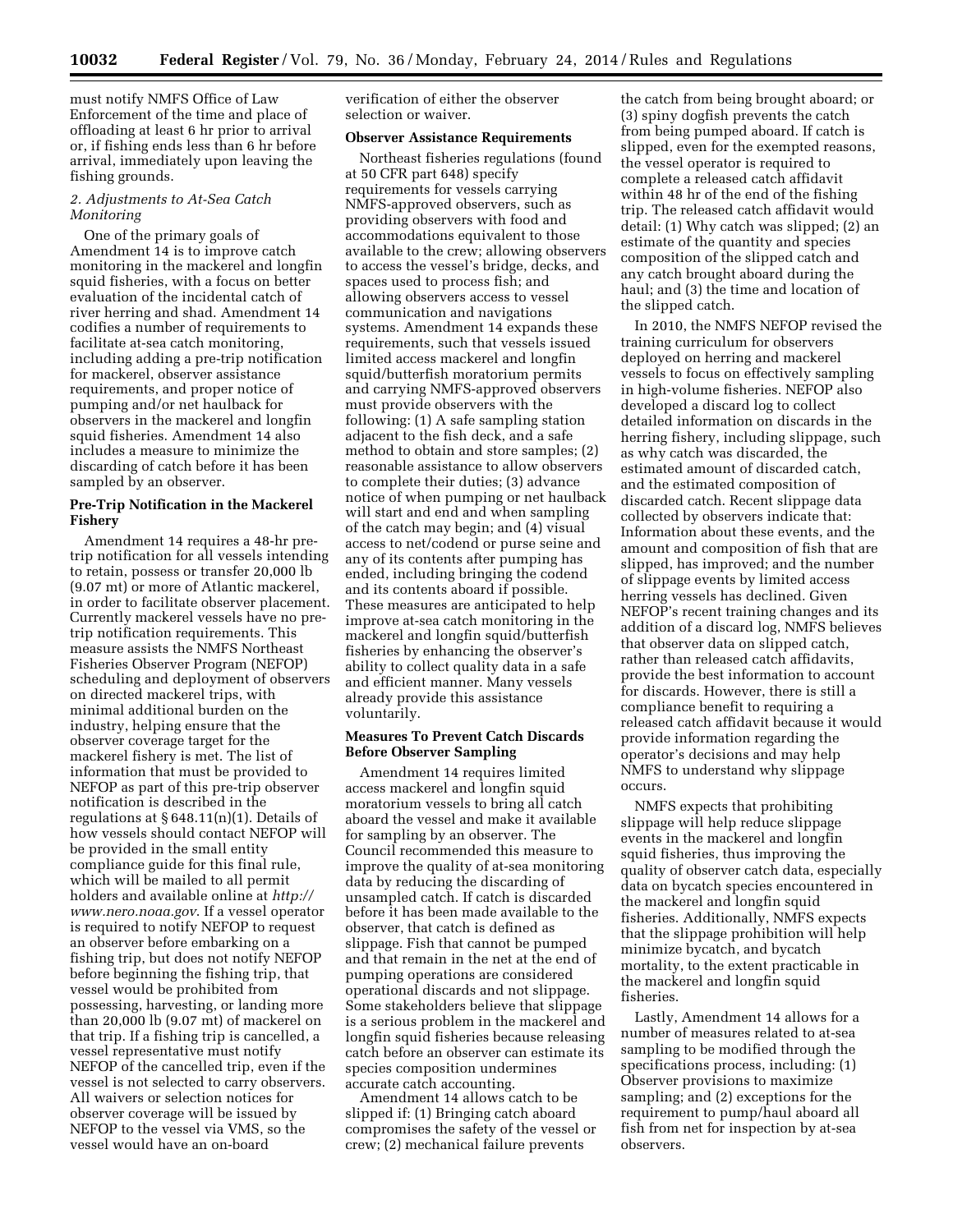must notify NMFS Office of Law Enforcement of the time and place of offloading at least 6 hr prior to arrival or, if fishing ends less than 6 hr before arrival, immediately upon leaving the fishing grounds.

*2. Adjustments to At-Sea Catch Monitoring*

One of the primary goals of Amendment 14 is to improve catch monitoring in the mackerel and longfin squid fisheries, with a focus on better evaluation of the incidental catch of river herring and shad. Amendment 14 codifies a number of requirements to facilitate at-sea catch monitoring, including adding a pre-trip notification for mackerel, observer assistance requirements, and proper notice of pumping and/or net haulback for observers in the mackerel and longfin squid fisheries. Amendment 14 also includes a measure to minimize the discarding of catch before it has been sampled by an observer.

**Pre-Trip Notification in the Mackerel Fishery**

Amendment 14 requires a 48-hr pre-trip notification for all vessels intending to retain, possess or transfer 20,000 lb (9.07 mt) or more of Atlantic mackerel, in order to facilitate observer placement. Currently mackerel vessels have no pre-trip notification requirements. This measure assists the NMFS Northeast Fisheries Observer Program (NEFOP) scheduling and deployment of observers on directed mackerel trips, with minimal additional burden on the industry, helping ensure that the observer coverage target for the mackerel fishery is met. The list of information that must be provided to NEFOP as part of this pre-trip observer notification is described in the regulations at § 648.11(n)(1). Details of how vessels should contact NEFOP will be provided in the small entity compliance guide for this final rule, which will be mailed to all permit holders and available online at *http://www.nero.noaa.gov*. If a vessel operator is required to notify NEFOP to request an observer before embarking on a fishing trip, but does not notify NEFOP before beginning the fishing trip, that vessel would be prohibited from possessing, harvesting, or landing more than 20,000 lb (9.07 mt) of mackerel on that trip. If a fishing trip is cancelled, a vessel representative must notify NEFOP of the cancelled trip, even if the vessel is not selected to carry observers. All waivers or selection notices for observer coverage will be issued by NEFOP to the vessel via VMS, so the vessel would have an on-board verification of either the observer selection or waiver.

**Observer Assistance Requirements**

Northeast fisheries regulations (found at 50 CFR part 648) specify requirements for vessels carrying NMFS-approved observers, such as providing observers with food and accommodations equivalent to those available to the crew; allowing observers to access the vessel's bridge, decks, and spaces used to process fish; and allowing observers access to vessel communication and navigations systems. Amendment 14 expands these requirements, such that vessels issued limited access mackerel and longfin squid/butterfish moratorium permits and carrying NMFS-approved observers must provide observers with the following: (1) A safe sampling station adjacent to the fish deck, and a safe method to obtain and store samples; (2) reasonable assistance to allow observers to complete their duties; (3) advance notice of when pumping or net haulback will start and end and when sampling of the catch may begin; and (4) visual access to net/codend or purse seine and any of its contents after pumping has ended, including bringing the codend and its contents aboard if possible. These measures are anticipated to help improve at-sea catch monitoring in the mackerel and longfin squid/butterfish fisheries by enhancing the observer's ability to collect quality data in a safe and efficient manner. Many vessels already provide this assistance voluntarily.

**Measures To Prevent Catch Discards Before Observer Sampling**

Amendment 14 requires limited access mackerel and longfin squid moratorium vessels to bring all catch aboard the vessel and make it available for sampling by an observer. The Council recommended this measure to improve the quality of at-sea monitoring data by reducing the discarding of unsampled catch. If catch is discarded before it has been made available to the observer, that catch is defined as slippage. Fish that cannot be pumped and that remain in the net at the end of pumping operations are considered operational discards and not slippage. Some stakeholders believe that slippage is a serious problem in the mackerel and longfin squid fisheries because releasing catch before an observer can estimate its species composition undermines accurate catch accounting.

Amendment 14 allows catch to be slipped if: (1) Bringing catch aboard compromises the safety of the vessel or crew; (2) mechanical failure prevents the catch from being brought aboard; or (3) spiny dogfish prevents the catch from being pumped aboard. If catch is slipped, even for the exempted reasons, the vessel operator is required to complete a released catch affidavit within 48 hr of the end of the fishing trip. The released catch affidavit would detail: (1) Why catch was slipped; (2) an estimate of the quantity and species composition of the slipped catch and any catch brought aboard during the haul; and (3) the time and location of the slipped catch.

In 2010, the NMFS NEFOP revised the training curriculum for observers deployed on herring and mackerel vessels to focus on effectively sampling in high-volume fisheries. NEFOP also developed a discard log to collect detailed information on discards in the herring fishery, including slippage, such as why catch was discarded, the estimated amount of discarded catch, and the estimated composition of discarded catch. Recent slippage data collected by observers indicate that: Information about these events, and the amount and composition of fish that are slipped, has improved; and the number of slippage events by limited access herring vessels has declined. Given NEFOP's recent training changes and its addition of a discard log, NMFS believes that observer data on slipped catch, rather than released catch affidavits, provide the best information to account for discards. However, there is still a compliance benefit to requiring a released catch affidavit because it would provide information regarding the operator's decisions and may help NMFS to understand why slippage occurs.

NMFS expects that prohibiting slippage will help reduce slippage events in the mackerel and longfin squid fisheries, thus improving the quality of observer catch data, especially data on bycatch species encountered in the mackerel and longfin squid fisheries. Additionally, NMFS expects that the slippage prohibition will help minimize bycatch, and bycatch mortality, to the extent practicable in the mackerel and longfin squid fisheries.

Lastly, Amendment 14 allows for a number of measures related to at-sea sampling to be modified through the specifications process, including: (1) Observer provisions to maximize sampling; and (2) exceptions for the requirement to pump/haul aboard all fish from net for inspection by at-sea observers.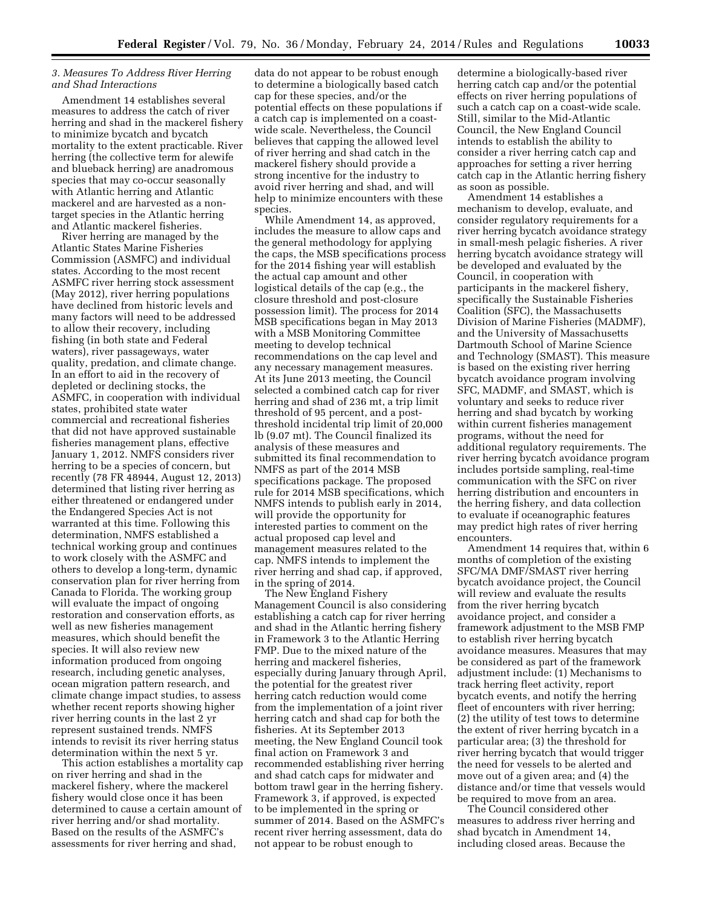### *3. Measures To Address River Herring and Shad Interactions*

Amendment 14 establishes several measures to address the catch of river herring and shad in the mackerel fishery to minimize bycatch and bycatch mortality to the extent practicable. River herring (the collective term for alewife and blueback herring) are anadromous species that may co-occur seasonally with Atlantic herring and Atlantic mackerel and are harvested as a non-target species in the Atlantic herring and Atlantic mackerel fisheries.

River herring are managed by the Atlantic States Marine Fisheries Commission (ASMFC) and individual states. According to the most recent ASMFC river herring stock assessment (May 2012), river herring populations have declined from historic levels and many factors will need to be addressed to allow their recovery, including fishing (in both state and Federal waters), river passageways, water quality, predation, and climate change. In an effort to aid in the recovery of depleted or declining stocks, the ASMFC, in cooperation with individual states, prohibited state water commercial and recreational fisheries that did not have approved sustainable fisheries management plans, effective January 1, 2012. NMFS considers river herring to be a species of concern, but recently (78 FR 48944, August 12, 2013) determined that listing river herring as either threatened or endangered under the Endangered Species Act is not warranted at this time. Following this determination, NMFS established a technical working group and continues to work closely with the ASMFC and others to develop a long-term, dynamic conservation plan for river herring from Canada to Florida. The working group will evaluate the impact of ongoing restoration and conservation efforts, as well as new fisheries management measures, which should benefit the species. It will also review new information produced from ongoing research, including genetic analyses, ocean migration pattern research, and climate change impact studies, to assess whether recent reports showing higher river herring counts in the last 2 yr represent sustained trends. NMFS intends to revisit its river herring status determination within the next 5 yr.

This action establishes a mortality cap on river herring and shad in the mackerel fishery, where the mackerel fishery would close once it has been determined to cause a certain amount of river herring and/or shad mortality. Based on the results of the ASMFC's assessments for river herring and shad, data do not appear to be robust enough to determine a biologically based catch cap for these species, and/or the potential effects on these populations if a catch cap is implemented on a coast-wide scale. Nevertheless, the Council believes that capping the allowed level of river herring and shad catch in the mackerel fishery should provide a strong incentive for the industry to avoid river herring and shad, and will help to minimize encounters with these species.

While Amendment 14, as approved, includes the measure to allow caps and the general methodology for applying the caps, the MSB specifications process for the 2014 fishing year will establish the actual cap amount and other logistical details of the cap (e.g., the closure threshold and post-closure possession limit). The process for 2014 MSB specifications began in May 2013 with a MSB Monitoring Committee meeting to develop technical recommendations on the cap level and any necessary management measures. At its June 2013 meeting, the Council selected a combined catch cap for river herring and shad of 236 mt, a trip limit threshold of 95 percent, and a post-threshold incidental trip limit of 20,000 lb (9.07 mt). The Council finalized its analysis of these measures and submitted its final recommendation to NMFS as part of the 2014 MSB specifications package. The proposed rule for 2014 MSB specifications, which NMFS intends to publish early in 2014, will provide the opportunity for interested parties to comment on the actual proposed cap level and management measures related to the cap. NMFS intends to implement the river herring and shad cap, if approved, in the spring of 2014.

The New England Fishery Management Council is also considering establishing a catch cap for river herring and shad in the Atlantic herring fishery in Framework 3 to the Atlantic Herring FMP. Due to the mixed nature of the herring and mackerel fisheries, especially during January through April, the potential for the greatest river herring catch reduction would come from the implementation of a joint river herring catch and shad cap for both the fisheries. At its September 2013 meeting, the New England Council took final action on Framework 3 and recommended establishing river herring and shad catch caps for midwater and bottom trawl gear in the herring fishery. Framework 3, if approved, is expected to be implemented in the spring or summer of 2014. Based on the ASMFC's recent river herring assessment, data do not appear to be robust enough to determine a biologically-based river herring catch cap and/or the potential effects on river herring populations of such a catch cap on a coast-wide scale. Still, similar to the Mid-Atlantic Council, the New England Council intends to establish the ability to consider a river herring catch cap and approaches for setting a river herring catch cap in the Atlantic herring fishery as soon as possible.

Amendment 14 establishes a mechanism to develop, evaluate, and consider regulatory requirements for a river herring bycatch avoidance strategy in small-mesh pelagic fisheries. A river herring bycatch avoidance strategy will be developed and evaluated by the Council, in cooperation with participants in the mackerel fishery, specifically the Sustainable Fisheries Coalition (SFC), the Massachusetts Division of Marine Fisheries (MADMF), and the University of Massachusetts Dartmouth School of Marine Science and Technology (SMAST). This measure is based on the existing river herring bycatch avoidance program involving SFC, MADMF, and SMAST, which is voluntary and seeks to reduce river herring and shad bycatch by working within current fisheries management programs, without the need for additional regulatory requirements. The river herring bycatch avoidance program includes portside sampling, real-time communication with the SFC on river herring distribution and encounters in the herring fishery, and data collection to evaluate if oceanographic features may predict high rates of river herring encounters.

Amendment 14 requires that, within 6 months of completion of the existing SFC/MA DMF/SMAST river herring bycatch avoidance project, the Council will review and evaluate the results from the river herring bycatch avoidance project, and consider a framework adjustment to the MSB FMP to establish river herring bycatch avoidance measures. Measures that may be considered as part of the framework adjustment include: (1) Mechanisms to track herring fleet activity, report bycatch events, and notify the herring fleet of encounters with river herring; (2) the utility of test tows to determine the extent of river herring bycatch in a particular area; (3) the threshold for river herring bycatch that would trigger the need for vessels to be alerted and move out of a given area; and (4) the distance and/or time that vessels would be required to move from an area.

The Council considered other measures to address river herring and shad bycatch in Amendment 14, including closed areas. Because the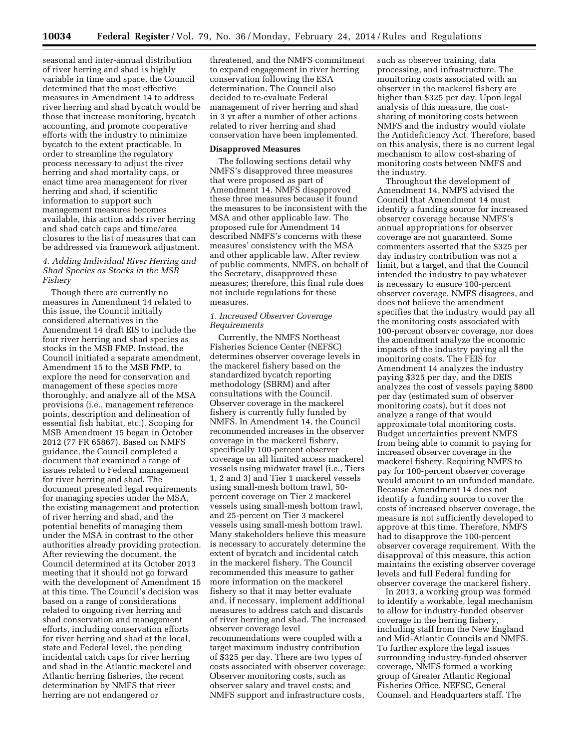seasonal and inter-annual distribution of river herring and shad is highly variable in time and space, the Council determined that the most effective measures in Amendment 14 to address river herring and shad bycatch would be those that increase monitoring, bycatch accounting, and promote cooperative efforts with the industry to minimize bycatch to the extent practicable. In order to streamline the regulatory process necessary to adjust the river herring and shad mortality caps, or enact time area management for river herring and shad, if scientific information to support such management measures becomes available, this action adds river herring and shad catch caps and time/area closures to the list of measures that can be addressed via framework adjustment.

### *4. Adding Individual River Herring and Shad Species as Stocks in the MSB Fishery*

Though there are currently no measures in Amendment 14 related to this issue, the Council initially considered alternatives in the Amendment 14 draft EIS to include the four river herring and shad species as stocks in the MSB FMP. Instead, the Council initiated a separate amendment, Amendment 15 to the MSB FMP, to explore the need for conservation and management of these species more thoroughly, and analyze all of the MSA provisions (i.e., management reference points, description and delineation of essential fish habitat, etc.). Scoping for MSB Amendment 15 began in October 2012 (77 FR 65867). Based on NMFS guidance, the Council completed a document that examined a range of issues related to Federal management for river herring and shad. The document presented legal requirements for managing species under the MSA, the existing management and protection of river herring and shad, and the potential benefits of managing them under the MSA in contrast to the other authorities already providing protection. After reviewing the document, the Council determined at its October 2013 meeting that it should not go forward with the development of Amendment 15 at this time. The Council's decision was based on a range of considerations related to ongoing river herring and shad conservation and management efforts, including conservation efforts for river herring and shad at the local, state and Federal level, the pending incidental catch caps for river herring and shad in the Atlantic mackerel and Atlantic herring fisheries, the recent determination by NMFS that river herring are not endangered or threatened, and the NMFS commitment to expand engagement in river herring conservation following the ESA determination. The Council also decided to re-evaluate Federal management of river herring and shad in 3 yr after a number of other actions related to river herring and shad conservation have been implemented.

## Disapproved Measures

The following sections detail why NMFS's disapproved three measures that were proposed as part of Amendment 14. NMFS disapproved these three measures because it found the measures to be inconsistent with the MSA and other applicable law. The proposed rule for Amendment 14 described NMFS's concerns with these measures' consistency with the MSA and other applicable law. After review of public comments, NMFS, on behalf of the Secretary, disapproved these measures; therefore, this final rule does not include regulations for these measures.

### *1. Increased Observer Coverage Requirements*

Currently, the NMFS Northeast Fisheries Science Center (NEFSC) determines observer coverage levels in the mackerel fishery based on the standardized bycatch reporting methodology (SBRM) and after consultations with the Council. Observer coverage in the mackerel fishery is currently fully funded by NMFS. In Amendment 14, the Council recommended increases in the observer coverage in the mackerel fishery, specifically 100-percent observer coverage on all limited access mackerel vessels using midwater trawl (i.e., Tiers 1, 2 and 3) and Tier 1 mackerel vessels using small-mesh bottom trawl, 50-percent coverage on Tier 2 mackerel vessels using small-mesh bottom trawl, and 25-percent on Tier 3 mackerel vessels using small-mesh bottom trawl. Many stakeholders believe this measure is necessary to accurately determine the extent of bycatch and incidental catch in the mackerel fishery. The Council recommended this measure to gather more information on the mackerel fishery so that it may better evaluate and, if necessary, implement additional measures to address catch and discards of river herring and shad. The increased observer coverage level recommendations were coupled with a target maximum industry contribution of $325 per day. There are two types of costs associated with observer coverage: Observer monitoring costs, such as observer salary and travel costs; and NMFS support and infrastructure costs, such as observer training, data processing, and infrastructure. The monitoring costs associated with an observer in the mackerel fishery are higher than $325 per day. Upon legal analysis of this measure, the cost-sharing of monitoring costs between NMFS and the industry would violate the Antideficiency Act. Therefore, based on this analysis, there is no current legal mechanism to allow cost-sharing of monitoring costs between NMFS and the industry.

Throughout the development of Amendment 14, NMFS advised the Council that Amendment 14 must identify a funding source for increased observer coverage because NMFS's annual appropriations for observer coverage are not guaranteed. Some commenters asserted that the $325 per day industry contribution was not a limit, but a target, and that the Council intended the industry to pay whatever is necessary to ensure 100-percent observer coverage. NMFS disagrees, and does not believe the amendment specifies that the industry would pay all the monitoring costs associated with 100-percent observer coverage, nor does the amendment analyze the economic impacts of the industry paying all the monitoring costs. The FEIS for Amendment 14 analyzes the industry paying $325 per day, and the DEIS analyzes the cost of vessels paying $800 per day (estimated sum of observer monitoring costs), but it does not analyze a range of that would approximate total monitoring costs. Budget uncertainties prevent NMFS from being able to commit to paying for increased observer coverage in the mackerel fishery. Requiring NMFS to pay for 100-percent observer coverage would amount to an unfunded mandate. Because Amendment 14 does not identify a funding source to cover the costs of increased observer coverage, the measure is not sufficiently developed to approve at this time. Therefore, NMFS had to disapprove the 100-percent observer coverage requirement. With the disapproval of this measure, this action maintains the existing observer coverage levels and full Federal funding for observer coverage the mackerel fishery.

In 2013, a working group was formed to identify a workable, legal mechanism to allow for industry-funded observer coverage in the herring fishery, including staff from the New England and Mid-Atlantic Councils and NMFS. To further explore the legal issues surrounding industry-funded observer coverage, NMFS formed a working group of Greater Atlantic Regional Fisheries Office, NEFSC, General Counsel, and Headquarters staff. The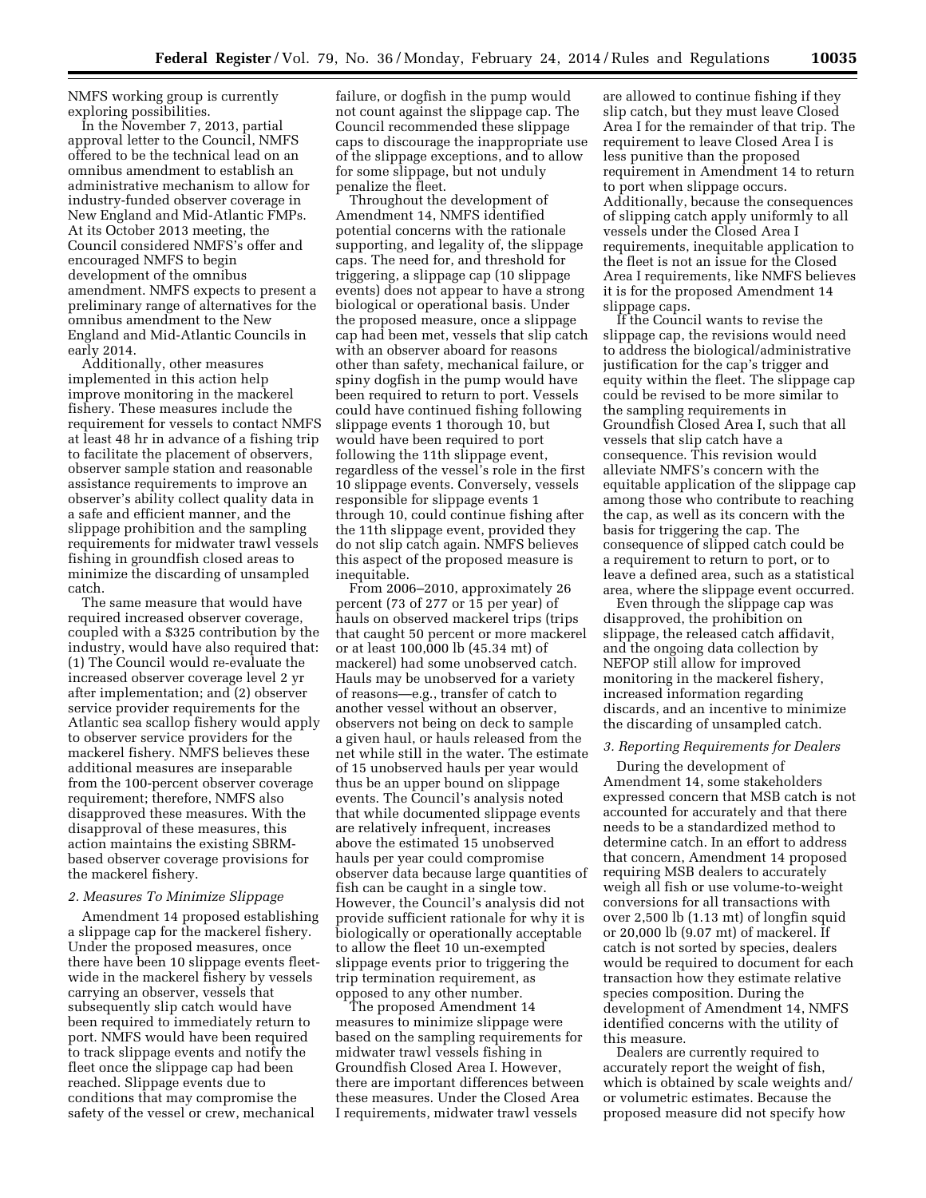NMFS working group is currently exploring possibilities.

In the November 7, 2013, partial approval letter to the Council, NMFS offered to be the technical lead on an omnibus amendment to establish an administrative mechanism to allow for industry-funded observer coverage in New England and Mid-Atlantic FMPs. At its October 2013 meeting, the Council considered NMFS's offer and encouraged NMFS to begin development of the omnibus amendment. NMFS expects to present a preliminary range of alternatives for the omnibus amendment to the New England and Mid-Atlantic Councils in early 2014.

Additionally, other measures implemented in this action help improve monitoring in the mackerel fishery. These measures include the requirement for vessels to contact NMFS at least 48 hr in advance of a fishing trip to facilitate the placement of observers, observer sample station and reasonable assistance requirements to improve an observer's ability collect quality data in a safe and efficient manner, and the slippage prohibition and the sampling requirements for midwater trawl vessels fishing in groundfish closed areas to minimize the discarding of unsampled catch.

The same measure that would have required increased observer coverage, coupled with a $325 contribution by the industry, would have also required that: (1) The Council would re-evaluate the increased observer coverage level 2 yr after implementation; and (2) observer service provider requirements for the Atlantic sea scallop fishery would apply to observer service providers for the mackerel fishery. NMFS believes these additional measures are inseparable from the 100-percent observer coverage requirement; therefore, NMFS also disapproved these measures. With the disapproval of these measures, this action maintains the existing SBRM-based observer coverage provisions for the mackerel fishery.

### *2. Measures To Minimize Slippage*

Amendment 14 proposed establishing a slippage cap for the mackerel fishery. Under the proposed measures, once there have been 10 slippage events fleet-wide in the mackerel fishery by vessels carrying an observer, vessels that subsequently slip catch would have been required to immediately return to port. NMFS would have been required to track slippage events and notify the fleet once the slippage cap had been reached. Slippage events due to conditions that may compromise the safety of the vessel or crew, mechanical failure, or dogfish in the pump would not count against the slippage cap. The Council recommended these slippage caps to discourage the inappropriate use of the slippage exceptions, and to allow for some slippage, but not unduly penalize the fleet.

Throughout the development of Amendment 14, NMFS identified potential concerns with the rationale supporting, and legality of, the slippage caps. The need for, and threshold for triggering, a slippage cap (10 slippage events) does not appear to have a strong biological or operational basis. Under the proposed measure, once a slippage cap had been met, vessels that slip catch with an observer aboard for reasons other than safety, mechanical failure, or spiny dogfish in the pump would have been required to return to port. Vessels could have continued fishing following slippage events 1 thorough 10, but would have been required to port following the 11th slippage event, regardless of the vessel's role in the first 10 slippage events. Conversely, vessels responsible for slippage events 1 through 10, could continue fishing after the 11th slippage event, provided they do not slip catch again. NMFS believes this aspect of the proposed measure is inequitable.

From 2006–2010, approximately 26 percent (73 of 277 or 15 per year) of hauls on observed mackerel trips (trips that caught 50 percent or more mackerel or at least 100,000 lb (45.34 mt) of mackerel) had some unobserved catch. Hauls may be unobserved for a variety of reasons—e.g., transfer of catch to another vessel without an observer, observers not being on deck to sample a given haul, or hauls released from the net while still in the water. The estimate of 15 unobserved hauls per year would thus be an upper bound on slippage events. The Council's analysis noted that while documented slippage events are relatively infrequent, increases above the estimated 15 unobserved hauls per year could compromise observer data because large quantities of fish can be caught in a single tow. However, the Council's analysis did not provide sufficient rationale for why it is biologically or operationally acceptable to allow the fleet 10 un-exempted slippage events prior to triggering the trip termination requirement, as opposed to any other number.

The proposed Amendment 14 measures to minimize slippage were based on the sampling requirements for midwater trawl vessels fishing in Groundfish Closed Area I. However, there are important differences between these measures. Under the Closed Area I requirements, midwater trawl vessels are allowed to continue fishing if they slip catch, but they must leave Closed Area I for the remainder of that trip. The requirement to leave Closed Area I is less punitive than the proposed requirement in Amendment 14 to return to port when slippage occurs. Additionally, because the consequences of slipping catch apply uniformly to all vessels under the Closed Area I requirements, inequitable application to the fleet is not an issue for the Closed Area I requirements, like NMFS believes it is for the proposed Amendment 14 slippage caps.

If the Council wants to revise the slippage cap, the revisions would need to address the biological/administrative justification for the cap's trigger and equity within the fleet. The slippage cap could be revised to be more similar to the sampling requirements in Groundfish Closed Area I, such that all vessels that slip catch have a consequence. This revision would alleviate NMFS's concern with the equitable application of the slippage cap among those who contribute to reaching the cap, as well as its concern with the basis for triggering the cap. The consequence of slipped catch could be a requirement to return to port, or to leave a defined area, such as a statistical area, where the slippage event occurred.

Even through the slippage cap was disapproved, the prohibition on slippage, the released catch affidavit, and the ongoing data collection by NEFOP still allow for improved monitoring in the mackerel fishery, increased information regarding discards, and an incentive to minimize the discarding of unsampled catch.

### *3. Reporting Requirements for Dealers*

During the development of Amendment 14, some stakeholders expressed concern that MSB catch is not accounted for accurately and that there needs to be a standardized method to determine catch. In an effort to address that concern, Amendment 14 proposed requiring MSB dealers to accurately weigh all fish or use volume-to-weight conversions for all transactions with over 2,500 lb (1.13 mt) of longfin squid or 20,000 lb (9.07 mt) of mackerel. If catch is not sorted by species, dealers would be required to document for each transaction how they estimate relative species composition. During the development of Amendment 14, NMFS identified concerns with the utility of this measure.

Dealers are currently required to accurately report the weight of fish, which is obtained by scale weights and/or volumetric estimates. Because the proposed measure did not specify how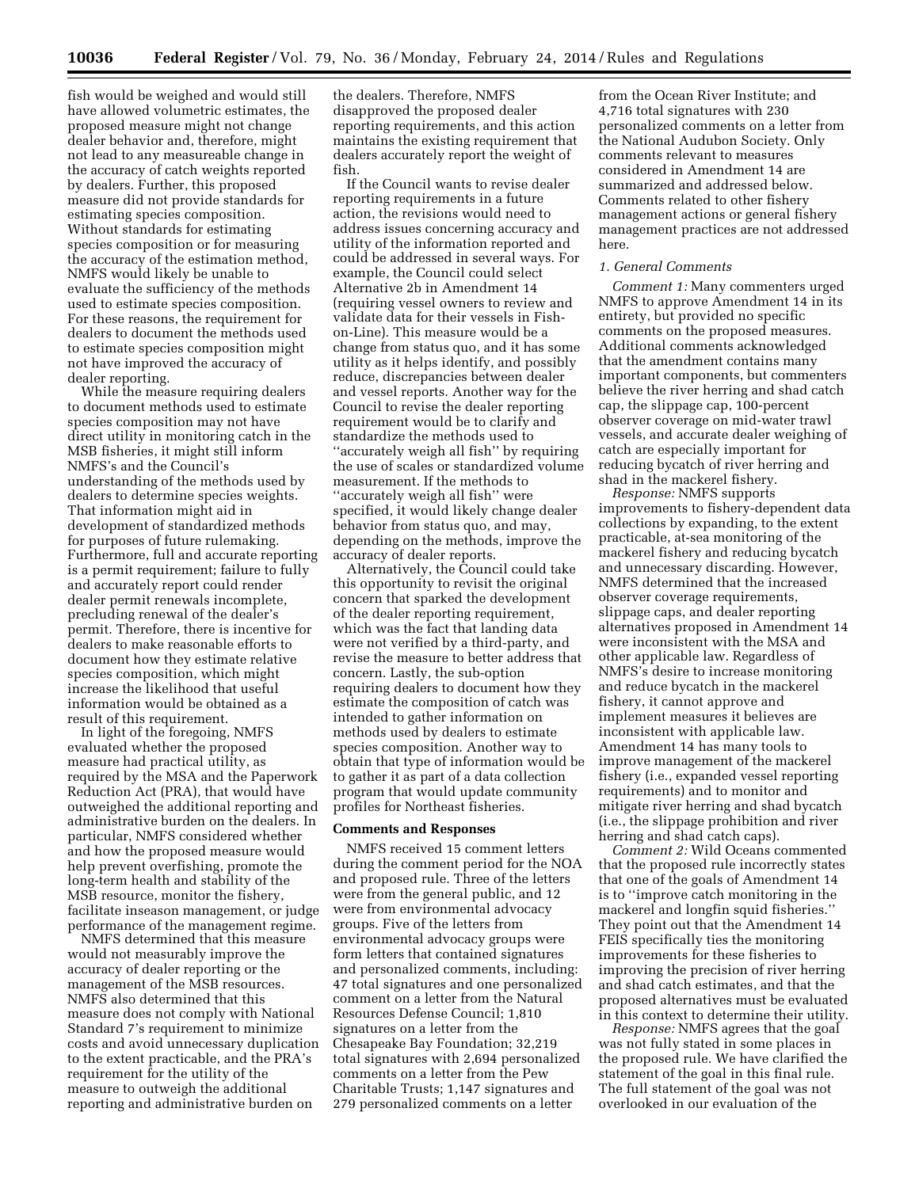fish would be weighed and would still have allowed volumetric estimates, the proposed measure might not change dealer behavior and, therefore, might not lead to any measureable change in the accuracy of catch weights reported by dealers. Further, this proposed measure did not provide standards for estimating species composition. Without standards for estimating species composition or for measuring the accuracy of the estimation method, NMFS would likely be unable to evaluate the sufficiency of the methods used to estimate species composition. For these reasons, the requirement for dealers to document the methods used to estimate species composition might not have improved the accuracy of dealer reporting.

While the measure requiring dealers to document methods used to estimate species composition may not have direct utility in monitoring catch in the MSB fisheries, it might still inform NMFS's and the Council's understanding of the methods used by dealers to determine species weights. That information might aid in development of standardized methods for purposes of future rulemaking. Furthermore, full and accurate reporting is a permit requirement; failure to fully and accurately report could render dealer permit renewals incomplete, precluding renewal of the dealer's permit. Therefore, there is incentive for dealers to make reasonable efforts to document how they estimate relative species composition, which might increase the likelihood that useful information would be obtained as a result of this requirement.

In light of the foregoing, NMFS evaluated whether the proposed measure had practical utility, as required by the MSA and the Paperwork Reduction Act (PRA), that would have outweighed the additional reporting and administrative burden on the dealers. In particular, NMFS considered whether and how the proposed measure would help prevent overfishing, promote the long-term health and stability of the MSB resource, monitor the fishery, facilitate inseason management, or judge performance of the management regime.

NMFS determined that this measure would not measurably improve the accuracy of dealer reporting or the management of the MSB resources. NMFS also determined that this measure does not comply with National Standard 7's requirement to minimize costs and avoid unnecessary duplication to the extent practicable, and the PRA's requirement for the utility of the measure to outweigh the additional reporting and administrative burden on the dealers. Therefore, NMFS disapproved the proposed dealer reporting requirements, and this action maintains the existing requirement that dealers accurately report the weight of fish.

If the Council wants to revise dealer reporting requirements in a future action, the revisions would need to address issues concerning accuracy and utility of the information reported and could be addressed in several ways. For example, the Council could select Alternative 2b in Amendment 14 (requiring vessel owners to review and validate data for their vessels in Fish-on-Line). This measure would be a change from status quo, and it has some utility as it helps identify, and possibly reduce, discrepancies between dealer and vessel reports. Another way for the Council to revise the dealer reporting requirement would be to clarify and standardize the methods used to ''accurately weigh all fish'' by requiring the use of scales or standardized volume measurement. If the methods to ''accurately weigh all fish'' were specified, it would likely change dealer behavior from status quo, and may, depending on the methods, improve the accuracy of dealer reports.

Alternatively, the Council could take this opportunity to revisit the original concern that sparked the development of the dealer reporting requirement, which was the fact that landing data were not verified by a third-party, and revise the measure to better address that concern. Lastly, the sub-option requiring dealers to document how they estimate the composition of catch was intended to gather information on methods used by dealers to estimate species composition. Another way to obtain that type of information would be to gather it as part of a data collection program that would update community profiles for Northeast fisheries.

## Comments and Responses

NMFS received 15 comment letters during the comment period for the NOA and proposed rule. Three of the letters were from the general public, and 12 were from environmental advocacy groups. Five of the letters from environmental advocacy groups were form letters that contained signatures and personalized comments, including: 47 total signatures and one personalized comment on a letter from the Natural Resources Defense Council; 1,810 signatures on a letter from the Chesapeake Bay Foundation; 32,219 total signatures with 2,694 personalized comments on a letter from the Pew Charitable Trusts; 1,147 signatures and 279 personalized comments on a letter from the Ocean River Institute; and 4,716 total signatures with 230 personalized comments on a letter from the National Audubon Society. Only comments relevant to measures considered in Amendment 14 are summarized and addressed below. Comments related to other fishery management actions or general fishery management practices are not addressed here.

### *1. General Comments*

*Comment 1:* Many commenters urged NMFS to approve Amendment 14 in its entirety, but provided no specific comments on the proposed measures. Additional comments acknowledged that the amendment contains many important components, but commenters believe the river herring and shad catch cap, the slippage cap, 100-percent observer coverage on mid-water trawl vessels, and accurate dealer weighing of catch are especially important for reducing bycatch of river herring and shad in the mackerel fishery.

*Response:* NMFS supports improvements to fishery-dependent data collections by expanding, to the extent practicable, at-sea monitoring of the mackerel fishery and reducing bycatch and unnecessary discarding. However, NMFS determined that the increased observer coverage requirements, slippage caps, and dealer reporting alternatives proposed in Amendment 14 were inconsistent with the MSA and other applicable law. Regardless of NMFS's desire to increase monitoring and reduce bycatch in the mackerel fishery, it cannot approve and implement measures it believes are inconsistent with applicable law. Amendment 14 has many tools to improve management of the mackerel fishery (i.e., expanded vessel reporting requirements) and to monitor and mitigate river herring and shad bycatch (i.e., the slippage prohibition and river herring and shad catch caps).

*Comment 2:* Wild Oceans commented that the proposed rule incorrectly states that one of the goals of Amendment 14 is to ''improve catch monitoring in the mackerel and longfin squid fisheries.'' They point out that the Amendment 14 FEIS specifically ties the monitoring improvements for these fisheries to improving the precision of river herring and shad catch estimates, and that the proposed alternatives must be evaluated in this context to determine their utility.

*Response:* NMFS agrees that the goal was not fully stated in some places in the proposed rule. We have clarified the statement of the goal in this final rule. The full statement of the goal was not overlooked in our evaluation of the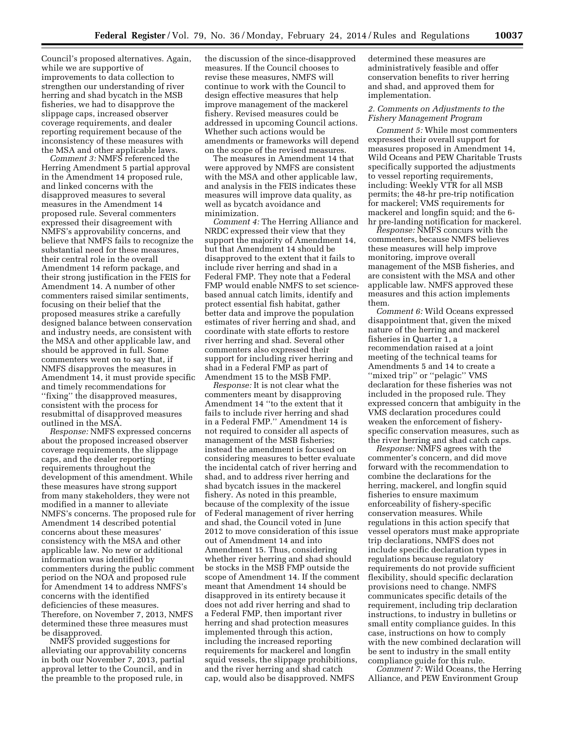Council's proposed alternatives. Again, while we are supportive of improvements to data collection to strengthen our understanding of river herring and shad bycatch in the MSB fisheries, we had to disapprove the slippage caps, increased observer coverage requirements, and dealer reporting requirement because of the inconsistency of these measures with the MSA and other applicable laws.

*Comment 3:* NMFS referenced the Herring Amendment 5 partial approval in the Amendment 14 proposed rule, and linked concerns with the disapproved measures to several measures in the Amendment 14 proposed rule. Several commenters expressed their disagreement with NMFS's approvability concerns, and believe that NMFS fails to recognize the substantial need for these measures, their central role in the overall Amendment 14 reform package, and their strong justification in the FEIS for Amendment 14. A number of other commenters raised similar sentiments, focusing on their belief that the proposed measures strike a carefully designed balance between conservation and industry needs, are consistent with the MSA and other applicable law, and should be approved in full. Some commenters went on to say that, if NMFS disapproves the measures in Amendment 14, it must provide specific and timely recommendations for "fixing" the disapproved measures, consistent with the process for resubmittal of disapproved measures outlined in the MSA.

*Response:* NMFS expressed concerns about the proposed increased observer coverage requirements, the slippage caps, and the dealer reporting requirements throughout the development of this amendment. While these measures have strong support from many stakeholders, they were not modified in a manner to alleviate NMFS's concerns. The proposed rule for Amendment 14 described potential concerns about these measures' consistency with the MSA and other applicable law. No new or additional information was identified by commenters during the public comment period on the NOA and proposed rule for Amendment 14 to address NMFS's concerns with the identified deficiencies of these measures. Therefore, on November 7, 2013, NMFS determined these three measures must be disapproved.

NMFS provided suggestions for alleviating our approvability concerns in both our November 7, 2013, partial approval letter to the Council, and in the preamble to the proposed rule, in the discussion of the since-disapproved measures. If the Council chooses to revise these measures, NMFS will continue to work with the Council to design effective measures that help improve management of the mackerel fishery. Revised measures could be addressed in upcoming Council actions. Whether such actions would be amendments or frameworks will depend on the scope of the revised measures.

The measures in Amendment 14 that were approved by NMFS are consistent with the MSA and other applicable law, and analysis in the FEIS indicates these measures will improve data quality, as well as bycatch avoidance and minimization.

*Comment 4:* The Herring Alliance and NRDC expressed their view that they support the majority of Amendment 14, but that Amendment 14 should be disapproved to the extent that it fails to include river herring and shad in a Federal FMP. They note that a Federal FMP would enable NMFS to set science-based annual catch limits, identify and protect essential fish habitat, gather better data and improve the population estimates of river herring and shad, and coordinate with state efforts to restore river herring and shad. Several other commenters also expressed their support for including river herring and shad in a Federal FMP as part of Amendment 15 to the MSB FMP.

*Response:* It is not clear what the commenters meant by disapproving Amendment 14 "to the extent that it fails to include river herring and shad in a Federal FMP." Amendment 14 is not required to consider all aspects of management of the MSB fisheries; instead the amendment is focused on considering measures to better evaluate the incidental catch of river herring and shad, and to address river herring and shad bycatch issues in the mackerel fishery. As noted in this preamble, because of the complexity of the issue of Federal management of river herring and shad, the Council voted in June 2012 to move consideration of this issue out of Amendment 14 and into Amendment 15. Thus, considering whether river herring and shad should be stocks in the MSB FMP outside the scope of Amendment 14. If the comment meant that Amendment 14 should be disapproved in its entirety because it does not add river herring and shad to a Federal FMP, then important river herring and shad protection measures implemented through this action, including the increased reporting requirements for mackerel and longfin squid vessels, the slippage prohibitions, and the river herring and shad catch cap, would also be disapproved. NMFS determined these measures are administratively feasible and offer conservation benefits to river herring and shad, and approved them for implementation.

### *2. Comments on Adjustments to the Fishery Management Program*

*Comment 5:* While most commenters expressed their overall support for measures proposed in Amendment 14, Wild Oceans and PEW Charitable Trusts specifically supported the adjustments to vessel reporting requirements, including: Weekly VTR for all MSB permits; the 48-hr pre-trip notification for mackerel; VMS requirements for mackerel and longfin squid; and the 6-hr pre-landing notification for mackerel.

*Response:* NMFS concurs with the commenters, because NMFS believes these measures will help improve monitoring, improve overall management of the MSB fisheries, and are consistent with the MSA and other applicable law. NMFS approved these measures and this action implements them.

*Comment 6:* Wild Oceans expressed disappointment that, given the mixed nature of the herring and mackerel fisheries in Quarter 1, a recommendation raised at a joint meeting of the technical teams for Amendments 5 and 14 to create a "mixed trip" or "pelagic" VMS declaration for these fisheries was not included in the proposed rule. They expressed concern that ambiguity in the VMS declaration procedures could weaken the enforcement of fishery-specific conservation measures, such as the river herring and shad catch caps.

*Response:* NMFS agrees with the commenter's concern, and did move forward with the recommendation to combine the declarations for the herring, mackerel, and longfin squid fisheries to ensure maximum enforceability of fishery-specific conservation measures. While regulations in this action specify that vessel operators must make appropriate trip declarations, NMFS does not include specific declaration types in regulations because regulatory requirements do not provide sufficient flexibility, should specific declaration provisions need to change. NMFS communicates specific details of the requirement, including trip declaration instructions, to industry in bulletins or small entity compliance guides. In this case, instructions on how to comply with the new combined declaration will be sent to industry in the small entity compliance guide for this rule.

*Comment 7:* Wild Oceans, the Herring Alliance, and PEW Environment Group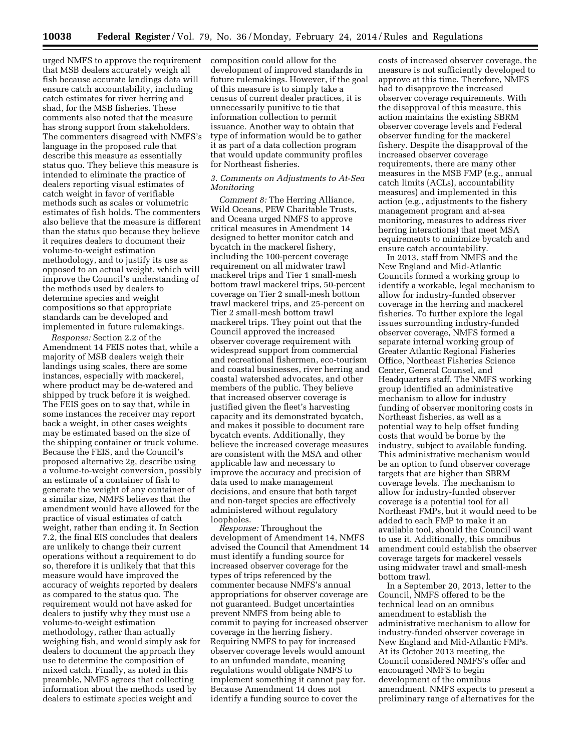urged NMFS to approve the requirement that MSB dealers accurately weigh all fish because accurate landings data will ensure catch accountability, including catch estimates for river herring and shad, for the MSB fisheries. These comments also noted that the measure has strong support from stakeholders. The commenters disagreed with NMFS's language in the proposed rule that describe this measure as essentially status quo. They believe this measure is intended to eliminate the practice of dealers reporting visual estimates of catch weight in favor of verifiable methods such as scales or volumetric estimates of fish holds. The commenters also believe that the measure is different than the status quo because they believe it requires dealers to document their volume-to-weight estimation methodology, and to justify its use as opposed to an actual weight, which will improve the Council's understanding of the methods used by dealers to determine species and weight compositions so that appropriate standards can be developed and implemented in future rulemakings.

*Response:* Section 2.2 of the Amendment 14 FEIS notes that, while a majority of MSB dealers weigh their landings using scales, there are some instances, especially with mackerel, where product may be de-watered and shipped by truck before it is weighed. The FEIS goes on to say that, while in some instances the receiver may report back a weight, in other cases weights may be estimated based on the size of the shipping container or truck volume. Because the FEIS, and the Council's proposed alternative 2g, describe using a volume-to-weight conversion, possibly an estimate of a container of fish to generate the weight of any container of a similar size, NMFS believes that the amendment would have allowed for the practice of visual estimates of catch weight, rather than ending it. In Section 7.2, the final EIS concludes that dealers are unlikely to change their current operations without a requirement to do so, therefore it is unlikely that that this measure would have improved the accuracy of weights reported by dealers as compared to the status quo. The requirement would not have asked for dealers to justify why they must use a volume-to-weight estimation methodology, rather than actually weighing fish, and would simply ask for dealers to document the approach they use to determine the composition of mixed catch. Finally, as noted in this preamble, NMFS agrees that collecting information about the methods used by dealers to estimate species weight and composition could allow for the development of improved standards in future rulemakings. However, if the goal of this measure is to simply take a census of current dealer practices, it is unnecessarily punitive to tie that information collection to permit issuance. Another way to obtain that type of information would be to gather it as part of a data collection program that would update community profiles for Northeast fisheries.

*3. Comments on Adjustments to At-Sea Monitoring*

*Comment 8:* The Herring Alliance, Wild Oceans, PEW Charitable Trusts, and Oceana urged NMFS to approve critical measures in Amendment 14 designed to better monitor catch and bycatch in the mackerel fishery, including the 100-percent coverage requirement on all midwater trawl mackerel trips and Tier 1 small-mesh bottom trawl mackerel trips, 50-percent coverage on Tier 2 small-mesh bottom trawl mackerel trips, and 25-percent on Tier 2 small-mesh bottom trawl mackerel trips. They point out that the Council approved the increased observer coverage requirement with widespread support from commercial and recreational fishermen, eco-tourism and coastal businesses, river herring and coastal watershed advocates, and other members of the public. They believe that increased observer coverage is justified given the fleet's harvesting capacity and its demonstrated bycatch, and makes it possible to document rare bycatch events. Additionally, they believe the increased coverage measures are consistent with the MSA and other applicable law and necessary to improve the accuracy and precision of data used to make management decisions, and ensure that both target and non-target species are effectively administered without regulatory loopholes.

*Response:* Throughout the development of Amendment 14, NMFS advised the Council that Amendment 14 must identify a funding source for increased observer coverage for the types of trips referenced by the commenter because NMFS's annual appropriations for observer coverage are not guaranteed. Budget uncertainties prevent NMFS from being able to commit to paying for increased observer coverage in the herring fishery. Requiring NMFS to pay for increased observer coverage levels would amount to an unfunded mandate, meaning regulations would obligate NMFS to implement something it cannot pay for. Because Amendment 14 does not identify a funding source to cover the costs of increased observer coverage, the measure is not sufficiently developed to approve at this time. Therefore, NMFS had to disapprove the increased observer coverage requirements. With the disapproval of this measure, this action maintains the existing SBRM observer coverage levels and Federal observer funding for the mackerel fishery. Despite the disapproval of the increased observer coverage requirements, there are many other measures in the MSB FMP (e.g., annual catch limits (ACLs), accountability measures) and implemented in this action (e.g., adjustments to the fishery management program and at-sea monitoring, measures to address river herring interactions) that meet MSA requirements to minimize bycatch and ensure catch accountability.

In 2013, staff from NMFS and the New England and Mid-Atlantic Councils formed a working group to identify a workable, legal mechanism to allow for industry-funded observer coverage in the herring and mackerel fisheries. To further explore the legal issues surrounding industry-funded observer coverage, NMFS formed a separate internal working group of Greater Atlantic Regional Fisheries Office, Northeast Fisheries Science Center, General Counsel, and Headquarters staff. The NMFS working group identified an administrative mechanism to allow for industry funding of observer monitoring costs in Northeast fisheries, as well as a potential way to help offset funding costs that would be borne by the industry, subject to available funding. This administrative mechanism would be an option to fund observer coverage targets that are higher than SBRM coverage levels. The mechanism to allow for industry-funded observer coverage is a potential tool for all Northeast FMPs, but it would need to be added to each FMP to make it an available tool, should the Council want to use it. Additionally, this omnibus amendment could establish the observer coverage targets for mackerel vessels using midwater trawl and small-mesh bottom trawl.

In a September 20, 2013, letter to the Council, NMFS offered to be the technical lead on an omnibus amendment to establish the administrative mechanism to allow for industry-funded observer coverage in New England and Mid-Atlantic FMPs. At its October 2013 meeting, the Council considered NMFS's offer and encouraged NMFS to begin development of the omnibus amendment. NMFS expects to present a preliminary range of alternatives for the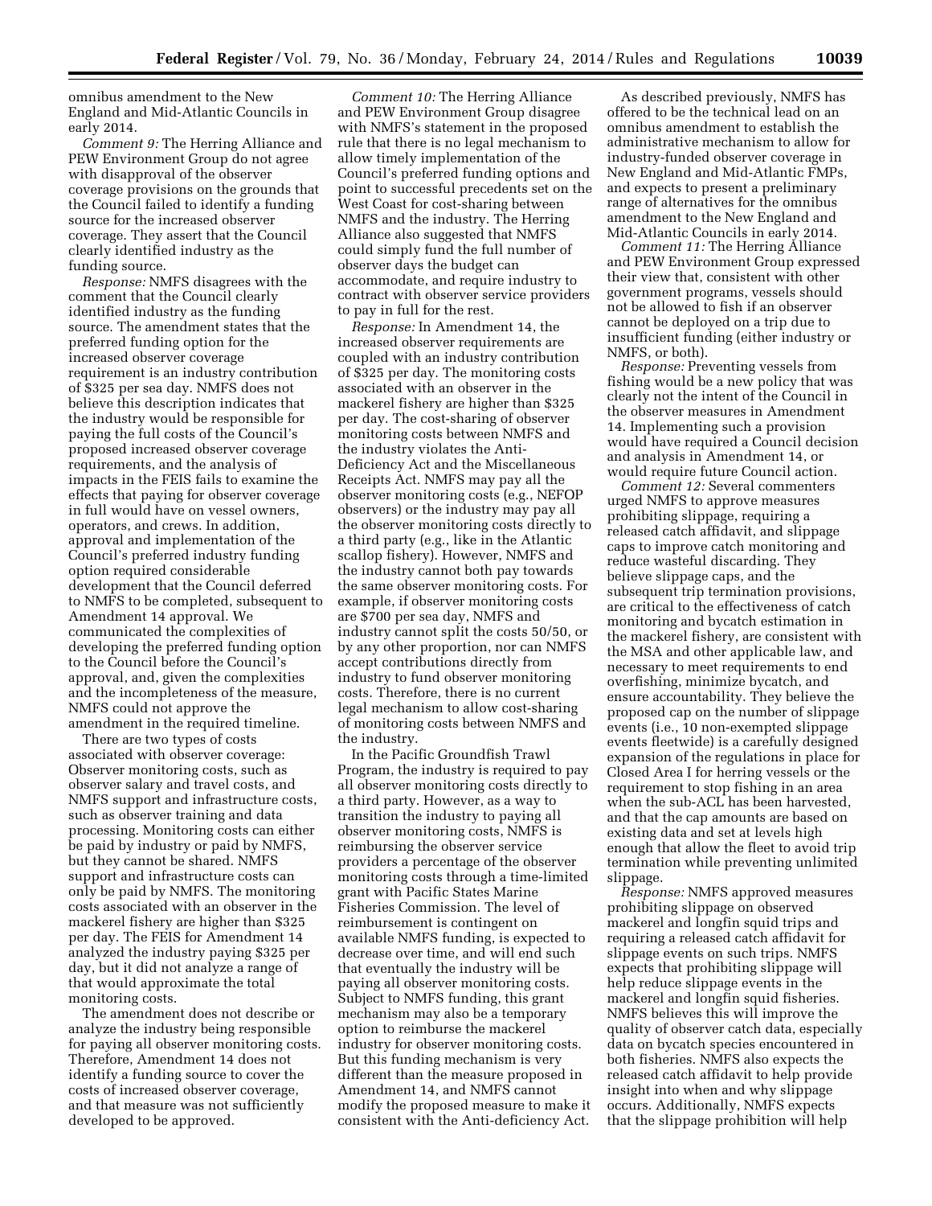omnibus amendment to the New England and Mid-Atlantic Councils in early 2014.

*Comment 9:* The Herring Alliance and PEW Environment Group do not agree with disapproval of the observer coverage provisions on the grounds that the Council failed to identify a funding source for the increased observer coverage. They assert that the Council clearly identified industry as the funding source.

*Response:* NMFS disagrees with the comment that the Council clearly identified industry as the funding source. The amendment states that the preferred funding option for the increased observer coverage requirement is an industry contribution of $325 per sea day. NMFS does not believe this description indicates that the industry would be responsible for paying the full costs of the Council's proposed increased observer coverage requirements, and the analysis of impacts in the FEIS fails to examine the effects that paying for observer coverage in full would have on vessel owners, operators, and crews. In addition, approval and implementation of the Council's preferred industry funding option required considerable development that the Council deferred to NMFS to be completed, subsequent to Amendment 14 approval. We communicated the complexities of developing the preferred funding option to the Council before the Council's approval, and, given the complexities and the incompleteness of the measure, NMFS could not approve the amendment in the required timeline.

There are two types of costs associated with observer coverage: Observer monitoring costs, such as observer salary and travel costs, and NMFS support and infrastructure costs, such as observer training and data processing. Monitoring costs can either be paid by industry or paid by NMFS, but they cannot be shared. NMFS support and infrastructure costs can only be paid by NMFS. The monitoring costs associated with an observer in the mackerel fishery are higher than $325 per day. The FEIS for Amendment 14 analyzed the industry paying $325 per day, but it did not analyze a range of that would approximate the total monitoring costs.

The amendment does not describe or analyze the industry being responsible for paying all observer monitoring costs. Therefore, Amendment 14 does not identify a funding source to cover the costs of increased observer coverage, and that measure was not sufficiently developed to be approved.

*Comment 10:* The Herring Alliance and PEW Environment Group disagree with NMFS's statement in the proposed rule that there is no legal mechanism to allow timely implementation of the Council's preferred funding options and point to successful precedents set on the West Coast for cost-sharing between NMFS and the industry. The Herring Alliance also suggested that NMFS could simply fund the full number of observer days the budget can accommodate, and require industry to contract with observer service providers to pay in full for the rest.

*Response:* In Amendment 14, the increased observer requirements are coupled with an industry contribution of $325 per day. The monitoring costs associated with an observer in the mackerel fishery are higher than $325 per day. The cost-sharing of observer monitoring costs between NMFS and the industry violates the Anti-Deficiency Act and the Miscellaneous Receipts Act. NMFS may pay all the observer monitoring costs (e.g., NEFOP observers) or the industry may pay all the observer monitoring costs directly to a third party (e.g., like in the Atlantic scallop fishery). However, NMFS and the industry cannot both pay towards the same observer monitoring costs. For example, if observer monitoring costs are $700 per sea day, NMFS and industry cannot split the costs 50/50, or by any other proportion, nor can NMFS accept contributions directly from industry to fund observer monitoring costs. Therefore, there is no current legal mechanism to allow cost-sharing of monitoring costs between NMFS and the industry.

In the Pacific Groundfish Trawl Program, the industry is required to pay all observer monitoring costs directly to a third party. However, as a way to transition the industry to paying all observer monitoring costs, NMFS is reimbursing the observer service providers a percentage of the observer monitoring costs through a time-limited grant with Pacific States Marine Fisheries Commission. The level of reimbursement is contingent on available NMFS funding, is expected to decrease over time, and will end such that eventually the industry will be paying all observer monitoring costs. Subject to NMFS funding, this grant mechanism may also be a temporary option to reimburse the mackerel industry for observer monitoring costs. But this funding mechanism is very different than the measure proposed in Amendment 14, and NMFS cannot modify the proposed measure to make it consistent with the Anti-deficiency Act.

As described previously, NMFS has offered to be the technical lead on an omnibus amendment to establish the administrative mechanism to allow for industry-funded observer coverage in New England and Mid-Atlantic FMPs, and expects to present a preliminary range of alternatives for the omnibus amendment to the New England and Mid-Atlantic Councils in early 2014.

*Comment 11:* The Herring Alliance and PEW Environment Group expressed their view that, consistent with other government programs, vessels should not be allowed to fish if an observer cannot be deployed on a trip due to insufficient funding (either industry or NMFS, or both).

*Response:* Preventing vessels from fishing would be a new policy that was clearly not the intent of the Council in the observer measures in Amendment 14. Implementing such a provision would have required a Council decision and analysis in Amendment 14, or would require future Council action.

*Comment 12:* Several commenters urged NMFS to approve measures prohibiting slippage, requiring a released catch affidavit, and slippage caps to improve catch monitoring and reduce wasteful discarding. They believe slippage caps, and the subsequent trip termination provisions, are critical to the effectiveness of catch monitoring and bycatch estimation in the mackerel fishery, are consistent with the MSA and other applicable law, and necessary to meet requirements to end overfishing, minimize bycatch, and ensure accountability. They believe the proposed cap on the number of slippage events (i.e., 10 non-exempted slippage events fleetwide) is a carefully designed expansion of the regulations in place for Closed Area I for herring vessels or the requirement to stop fishing in an area when the sub-ACL has been harvested, and that the cap amounts are based on existing data and set at levels high enough that allow the fleet to avoid trip termination while preventing unlimited slippage.

*Response:* NMFS approved measures prohibiting slippage on observed mackerel and longfin squid trips and requiring a released catch affidavit for slippage events on such trips. NMFS expects that prohibiting slippage will help reduce slippage events in the mackerel and longfin squid fisheries. NMFS believes this will improve the quality of observer catch data, especially data on bycatch species encountered in both fisheries. NMFS also expects the released catch affidavit to help provide insight into when and why slippage occurs. Additionally, NMFS expects that the slippage prohibition will help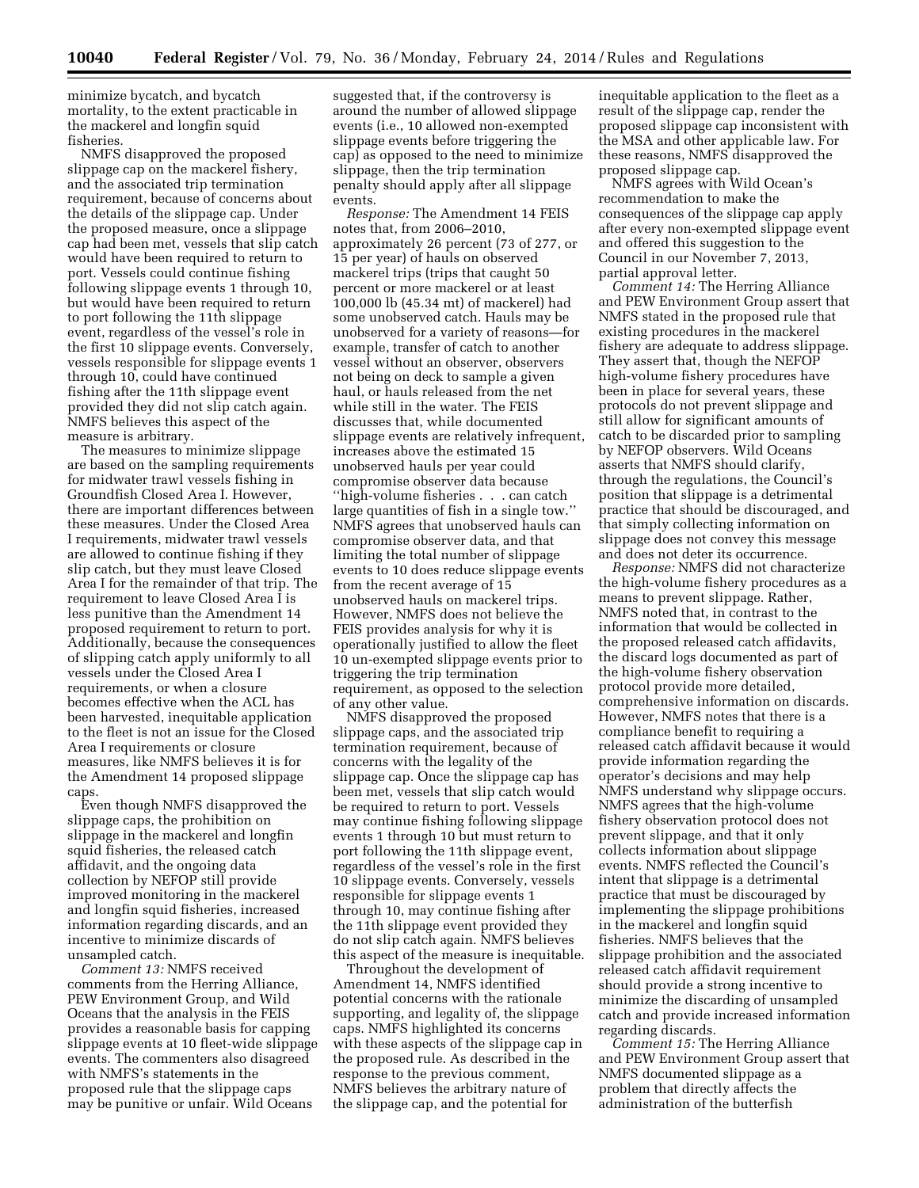minimize bycatch, and bycatch mortality, to the extent practicable in the mackerel and longfin squid fisheries.

NMFS disapproved the proposed slippage cap on the mackerel fishery, and the associated trip termination requirement, because of concerns about the details of the slippage cap. Under the proposed measure, once a slippage cap had been met, vessels that slip catch would have been required to return to port. Vessels could continue fishing following slippage events 1 through 10, but would have been required to return to port following the 11th slippage event, regardless of the vessel's role in the first 10 slippage events. Conversely, vessels responsible for slippage events 1 through 10, could have continued fishing after the 11th slippage event provided they did not slip catch again. NMFS believes this aspect of the measure is arbitrary.

The measures to minimize slippage are based on the sampling requirements for midwater trawl vessels fishing in Groundfish Closed Area I. However, there are important differences between these measures. Under the Closed Area I requirements, midwater trawl vessels are allowed to continue fishing if they slip catch, but they must leave Closed Area I for the remainder of that trip. The requirement to leave Closed Area I is less punitive than the Amendment 14 proposed requirement to return to port. Additionally, because the consequences of slipping catch apply uniformly to all vessels under the Closed Area I requirements, or when a closure becomes effective when the ACL has been harvested, inequitable application to the fleet is not an issue for the Closed Area I requirements or closure measures, like NMFS believes it is for the Amendment 14 proposed slippage caps.

Even though NMFS disapproved the slippage caps, the prohibition on slippage in the mackerel and longfin squid fisheries, the released catch affidavit, and the ongoing data collection by NEFOP still provide improved monitoring in the mackerel and longfin squid fisheries, increased information regarding discards, and an incentive to minimize discards of unsampled catch.

*Comment 13:* NMFS received comments from the Herring Alliance, PEW Environment Group, and Wild Oceans that the analysis in the FEIS provides a reasonable basis for capping slippage events at 10 fleet-wide slippage events. The commenters also disagreed with NMFS's statements in the proposed rule that the slippage caps may be punitive or unfair. Wild Oceans suggested that, if the controversy is around the number of allowed slippage events (i.e., 10 allowed non-exempted slippage events before triggering the cap) as opposed to the need to minimize slippage, then the trip termination penalty should apply after all slippage events.

*Response:* The Amendment 14 FEIS notes that, from 2006–2010, approximately 26 percent (73 of 277, or 15 per year) of hauls on observed mackerel trips (trips that caught 50 percent or more mackerel or at least 100,000 lb (45.34 mt) of mackerel) had some unobserved catch. Hauls may be unobserved for a variety of reasons—for example, transfer of catch to another vessel without an observer, observers not being on deck to sample a given haul, or hauls released from the net while still in the water. The FEIS discusses that, while documented slippage events are relatively infrequent, increases above the estimated 15 unobserved hauls per year could compromise observer data because "high-volume fisheries . . . can catch large quantities of fish in a single tow." NMFS agrees that unobserved hauls can compromise observer data, and that limiting the total number of slippage events to 10 does reduce slippage events from the recent average of 15 unobserved hauls on mackerel trips. However, NMFS does not believe the FEIS provides analysis for why it is operationally justified to allow the fleet 10 un-exempted slippage events prior to triggering the trip termination requirement, as opposed to the selection of any other value.

NMFS disapproved the proposed slippage caps, and the associated trip termination requirement, because of concerns with the legality of the slippage cap. Once the slippage cap has been met, vessels that slip catch would be required to return to port. Vessels may continue fishing following slippage events 1 through 10 but must return to port following the 11th slippage event, regardless of the vessel's role in the first 10 slippage events. Conversely, vessels responsible for slippage events 1 through 10, may continue fishing after the 11th slippage event provided they do not slip catch again. NMFS believes this aspect of the measure is inequitable.

Throughout the development of Amendment 14, NMFS identified potential concerns with the rationale supporting, and legality of, the slippage caps. NMFS highlighted its concerns with these aspects of the slippage cap in the proposed rule. As described in the response to the previous comment, NMFS believes the arbitrary nature of the slippage cap, and the potential for inequitable application to the fleet as a result of the slippage cap, render the proposed slippage cap inconsistent with the MSA and other applicable law. For these reasons, NMFS disapproved the proposed slippage cap.

NMFS agrees with Wild Ocean's recommendation to make the consequences of the slippage cap apply after every non-exempted slippage event and offered this suggestion to the Council in our November 7, 2013, partial approval letter.

*Comment 14:* The Herring Alliance and PEW Environment Group assert that NMFS stated in the proposed rule that existing procedures in the mackerel fishery are adequate to address slippage. They assert that, though the NEFOP high-volume fishery procedures have been in place for several years, these protocols do not prevent slippage and still allow for significant amounts of catch to be discarded prior to sampling by NEFOP observers. Wild Oceans asserts that NMFS should clarify, through the regulations, the Council's position that slippage is a detrimental practice that should be discouraged, and that simply collecting information on slippage does not convey this message and does not deter its occurrence.

*Response:* NMFS did not characterize the high-volume fishery procedures as a means to prevent slippage. Rather, NMFS noted that, in contrast to the information that would be collected in the proposed released catch affidavits, the discard logs documented as part of the high-volume fishery observation protocol provide more detailed, comprehensive information on discards. However, NMFS notes that there is a compliance benefit to requiring a released catch affidavit because it would provide information regarding the operator's decisions and may help NMFS understand why slippage occurs. NMFS agrees that the high-volume fishery observation protocol does not prevent slippage, and that it only collects information about slippage events. NMFS reflected the Council's intent that slippage is a detrimental practice that must be discouraged by implementing the slippage prohibitions in the mackerel and longfin squid fisheries. NMFS believes that the slippage prohibition and the associated released catch affidavit requirement should provide a strong incentive to minimize the discarding of unsampled catch and provide increased information regarding discards.

*Comment 15:* The Herring Alliance and PEW Environment Group assert that NMFS documented slippage as a problem that directly affects the administration of the butterfish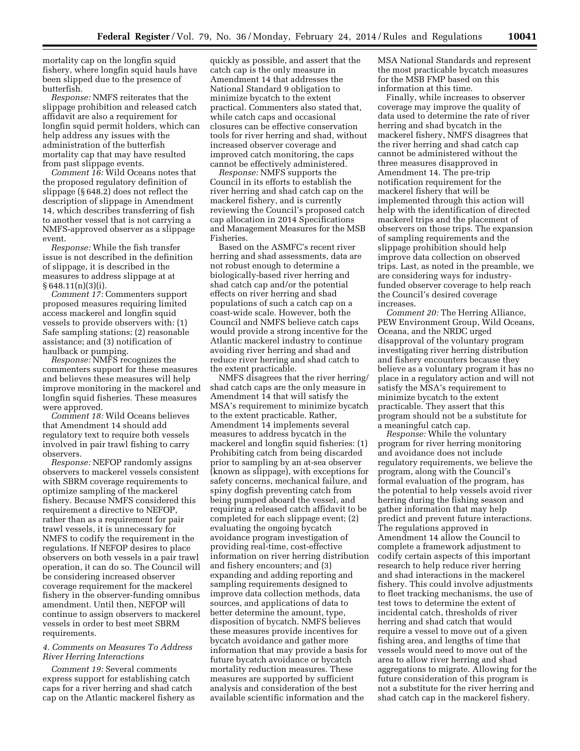mortality cap on the longfin squid fishery, where longfin squid hauls have been slipped due to the presence of butterfish.

*Response:* NMFS reiterates that the slippage prohibition and released catch affidavit are also a requirement for longfin squid permit holders, which can help address any issues with the administration of the butterfish mortality cap that may have resulted from past slippage events.

*Comment 16:* Wild Oceans notes that the proposed regulatory definition of slippage (§ 648.2) does not reflect the description of slippage in Amendment 14, which describes transferring of fish to another vessel that is not carrying a NMFS-approved observer as a slippage event.

*Response:* While the fish transfer issue is not described in the definition of slippage, it is described in the measures to address slippage at at § 648.11(n)(3)(i).

*Comment 17:* Commenters support proposed measures requiring limited access mackerel and longfin squid vessels to provide observers with: (1) Safe sampling stations; (2) reasonable assistance; and (3) notification of haulback or pumping.

*Response:* NMFS recognizes the commenters support for these measures and believes these measures will help improve monitoring in the mackerel and longfin squid fisheries. These measures were approved.

*Comment 18:* Wild Oceans believes that Amendment 14 should add regulatory text to require both vessels involved in pair trawl fishing to carry observers.

*Response:* NEFOP randomly assigns observers to mackerel vessels consistent with SBRM coverage requirements to optimize sampling of the mackerel fishery. Because NMFS considered this requirement a directive to NEFOP, rather than as a requirement for pair trawl vessels, it is unnecessary for NMFS to codify the requirement in the regulations. If NEFOP desires to place observers on both vessels in a pair trawl operation, it can do so. The Council will be considering increased observer coverage requirement for the mackerel fishery in the observer-funding omnibus amendment. Until then, NEFOP will continue to assign observers to mackerel vessels in order to best meet SBRM requirements.

### *4. Comments on Measures To Address River Herring Interactions*

*Comment 19:* Several comments express support for establishing catch caps for a river herring and shad catch cap on the Atlantic mackerel fishery as quickly as possible, and assert that the catch cap is the only measure in Amendment 14 that addresses the National Standard 9 obligation to minimize bycatch to the extent practical. Commenters also stated that, while catch caps and occasional closures can be effective conservation tools for river herring and shad, without increased observer coverage and improved catch monitoring, the caps cannot be effectively administered.

*Response:* NMFS supports the Council in its efforts to establish the river herring and shad catch cap on the mackerel fishery, and is currently reviewing the Council's proposed catch cap allocation in 2014 Specifications and Management Measures for the MSB Fisheries.

Based on the ASMFC's recent river herring and shad assessments, data are not robust enough to determine a biologically-based river herring and shad catch cap and/or the potential effects on river herring and shad populations of such a catch cap on a coast-wide scale. However, both the Council and NMFS believe catch caps would provide a strong incentive for the Atlantic mackerel industry to continue avoiding river herring and shad and reduce river herring and shad catch to the extent practicable.

NMFS disagrees that the river herring/shad catch caps are the only measure in Amendment 14 that will satisfy the MSA's requirement to minimize bycatch to the extent practicable. Rather, Amendment 14 implements several measures to address bycatch in the mackerel and longfin squid fisheries: (1) Prohibiting catch from being discarded prior to sampling by an at-sea observer (known as slippage), with exceptions for safety concerns, mechanical failure, and spiny dogfish preventing catch from being pumped aboard the vessel, and requiring a released catch affidavit to be completed for each slippage event; (2) evaluating the ongoing bycatch avoidance program investigation of providing real-time, cost-effective information on river herring distribution and fishery encounters; and (3) expanding and adding reporting and sampling requirements designed to improve data collection methods, data sources, and applications of data to better determine the amount, type, disposition of bycatch. NMFS believes these measures provide incentives for bycatch avoidance and gather more information that may provide a basis for future bycatch avoidance or bycatch mortality reduction measures. These measures are supported by sufficient analysis and consideration of the best available scientific information and the MSA National Standards and represent the most practicable bycatch measures for the MSB FMP based on this information at this time.

Finally, while increases to observer coverage may improve the quality of data used to determine the rate of river herring and shad bycatch in the mackerel fishery, NMFS disagrees that the river herring and shad catch cap cannot be administered without the three measures disapproved in Amendment 14. The pre-trip notification requirement for the mackerel fishery that will be implemented through this action will help with the identification of directed mackerel trips and the placement of observers on those trips. The expansion of sampling requirements and the slippage prohibition should help improve data collection on observed trips. Last, as noted in the preamble, we are considering ways for industry-funded observer coverage to help reach the Council's desired coverage increases.

*Comment 20:* The Herring Alliance, PEW Environment Group, Wild Oceans, Oceana, and the NRDC urged disapproval of the voluntary program investigating river herring distribution and fishery encounters because they believe as a voluntary program it has no place in a regulatory action and will not satisfy the MSA's requirement to minimize bycatch to the extent practicable. They assert that this program should not be a substitute for a meaningful catch cap.

*Response:* While the voluntary program for river herring monitoring and avoidance does not include regulatory requirements, we believe the program, along with the Council's formal evaluation of the program, has the potential to help vessels avoid river herring during the fishing season and gather information that may help predict and prevent future interactions. The regulations approved in Amendment 14 allow the Council to complete a framework adjustment to codify certain aspects of this important research to help reduce river herring and shad interactions in the mackerel fishery. This could involve adjustments to fleet tracking mechanisms, the use of test tows to determine the extent of incidental catch, thresholds of river herring and shad catch that would require a vessel to move out of a given fishing area, and lengths of time that vessels would need to move out of the area to allow river herring and shad aggregations to migrate. Allowing for the future consideration of this program is not a substitute for the river herring and shad catch cap in the mackerel fishery.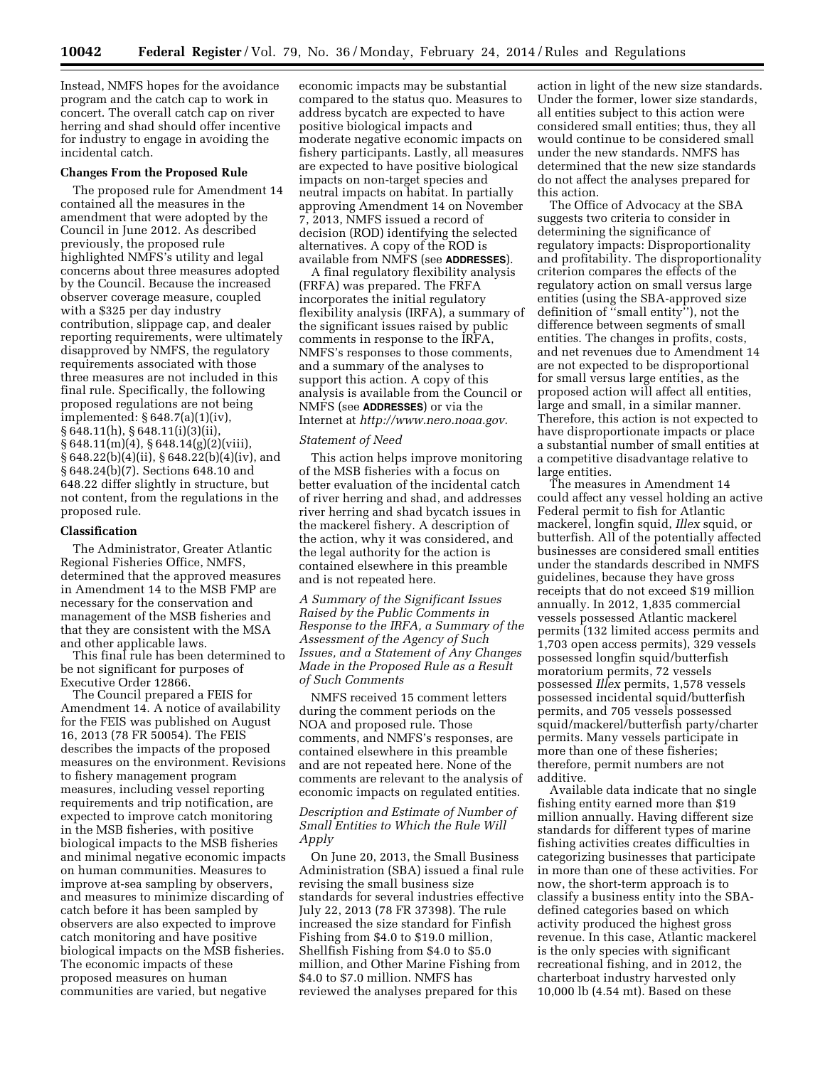Instead, NMFS hopes for the avoidance program and the catch cap to work in concert. The overall catch cap on river herring and shad should offer incentive for industry to engage in avoiding the incidental catch.

## Changes From the Proposed Rule

The proposed rule for Amendment 14 contained all the measures in the amendment that were adopted by the Council in June 2012. As described previously, the proposed rule highlighted NMFS's utility and legal concerns about three measures adopted by the Council. Because the increased observer coverage measure, coupled with a $325 per day industry contribution, slippage cap, and dealer reporting requirements, were ultimately disapproved by NMFS, the regulatory requirements associated with those three measures are not included in this final rule. Specifically, the following proposed regulations are not being implemented: § 648.7(a)(1)(iv), § 648.11(h), § 648.11(i)(3)(ii), § 648.11(m)(4), § 648.14(g)(2)(viii), § 648.22(b)(4)(ii), § 648.22(b)(4)(iv), and § 648.24(b)(7). Sections 648.10 and 648.22 differ slightly in structure, but not content, from the regulations in the proposed rule.

## Classification

The Administrator, Greater Atlantic Regional Fisheries Office, NMFS, determined that the approved measures in Amendment 14 to the MSB FMP are necessary for the conservation and management of the MSB fisheries and that they are consistent with the MSA and other applicable laws.

This final rule has been determined to be not significant for purposes of Executive Order 12866.

The Council prepared a FEIS for Amendment 14. A notice of availability for the FEIS was published on August 16, 2013 (78 FR 50054). The FEIS describes the impacts of the proposed measures on the environment. Revisions to fishery management program measures, including vessel reporting requirements and trip notification, are expected to improve catch monitoring in the MSB fisheries, with positive biological impacts to the MSB fisheries and minimal negative economic impacts on human communities. Measures to improve at-sea sampling by observers, and measures to minimize discarding of catch before it has been sampled by observers are also expected to improve catch monitoring and have positive biological impacts on the MSB fisheries. The economic impacts of these proposed measures on human communities are varied, but negative economic impacts may be substantial compared to the status quo. Measures to address bycatch are expected to have positive biological impacts and moderate negative economic impacts on fishery participants. Lastly, all measures are expected to have positive biological impacts on non-target species and neutral impacts on habitat. In partially approving Amendment 14 on November 7, 2013, NMFS issued a record of decision (ROD) identifying the selected alternatives. A copy of the ROD is available from NMFS (see **ADDRESSES**).

A final regulatory flexibility analysis (FRFA) was prepared. The FRFA incorporates the initial regulatory flexibility analysis (IRFA), a summary of the significant issues raised by public comments in response to the IRFA, NMFS's responses to those comments, and a summary of the analyses to support this action. A copy of this analysis is available from the Council or NMFS (see **ADDRESSES**) or via the Internet at *http://www.nero.noaa.gov*.

### *Statement of Need*

This action helps improve monitoring of the MSB fisheries with a focus on better evaluation of the incidental catch of river herring and shad, and addresses river herring and shad bycatch issues in the mackerel fishery. A description of the action, why it was considered, and the legal authority for the action is contained elsewhere in this preamble and is not repeated here.

### *A Summary of the Significant Issues Raised by the Public Comments in Response to the IRFA, a Summary of the Assessment of the Agency of Such Issues, and a Statement of Any Changes Made in the Proposed Rule as a Result of Such Comments*

NMFS received 15 comment letters during the comment periods on the NOA and proposed rule. Those comments, and NMFS's responses, are contained elsewhere in this preamble and are not repeated here. None of the comments are relevant to the analysis of economic impacts on regulated entities.

### *Description and Estimate of Number of Small Entities to Which the Rule Will Apply*

On June 20, 2013, the Small Business Administration (SBA) issued a final rule revising the small business size standards for several industries effective July 22, 2013 (78 FR 37398). The rule increased the size standard for Finfish Fishing from $4.0 to $19.0 million, Shellfish Fishing from $4.0 to $5.0 million, and Other Marine Fishing from $4.0 to $7.0 million. NMFS has reviewed the analyses prepared for this action in light of the new size standards. Under the former, lower size standards, all entities subject to this action were considered small entities; thus, they all would continue to be considered small under the new standards. NMFS has determined that the new size standards do not affect the analyses prepared for this action.

The Office of Advocacy at the SBA suggests two criteria to consider in determining the significance of regulatory impacts: Disproportionality and profitability. The disproportionality criterion compares the effects of the regulatory action on small versus large entities (using the SBA-approved size definition of "small entity"), not the difference between segments of small entities. The changes in profits, costs, and net revenues due to Amendment 14 are not expected to be disproportional for small versus large entities, as the proposed action will affect all entities, large and small, in a similar manner. Therefore, this action is not expected to have disproportionate impacts or place a substantial number of small entities at a competitive disadvantage relative to large entities.

The measures in Amendment 14 could affect any vessel holding an active Federal permit to fish for Atlantic mackerel, longfin squid, *Illex* squid, or butterfish. All of the potentially affected businesses are considered small entities under the standards described in NMFS guidelines, because they have gross receipts that do not exceed $19 million annually. In 2012, 1,835 commercial vessels possessed Atlantic mackerel permits (132 limited access permits and 1,703 open access permits), 329 vessels possessed longfin squid/butterfish moratorium permits, 72 vessels possessed *Illex* permits, 1,578 vessels possessed incidental squid/butterfish permits, and 705 vessels possessed squid/mackerel/butterfish party/charter permits. Many vessels participate in more than one of these fisheries; therefore, permit numbers are not additive.

Available data indicate that no single fishing entity earned more than $19 million annually. Having different size standards for different types of marine fishing activities creates difficulties in categorizing businesses that participate in more than one of these activities. For now, the short-term approach is to classify a business entity into the SBA-defined categories based on which activity produced the highest gross revenue. In this case, Atlantic mackerel is the only species with significant recreational fishing, and in 2012, the charterboat industry harvested only 10,000 lb (4.54 mt). Based on these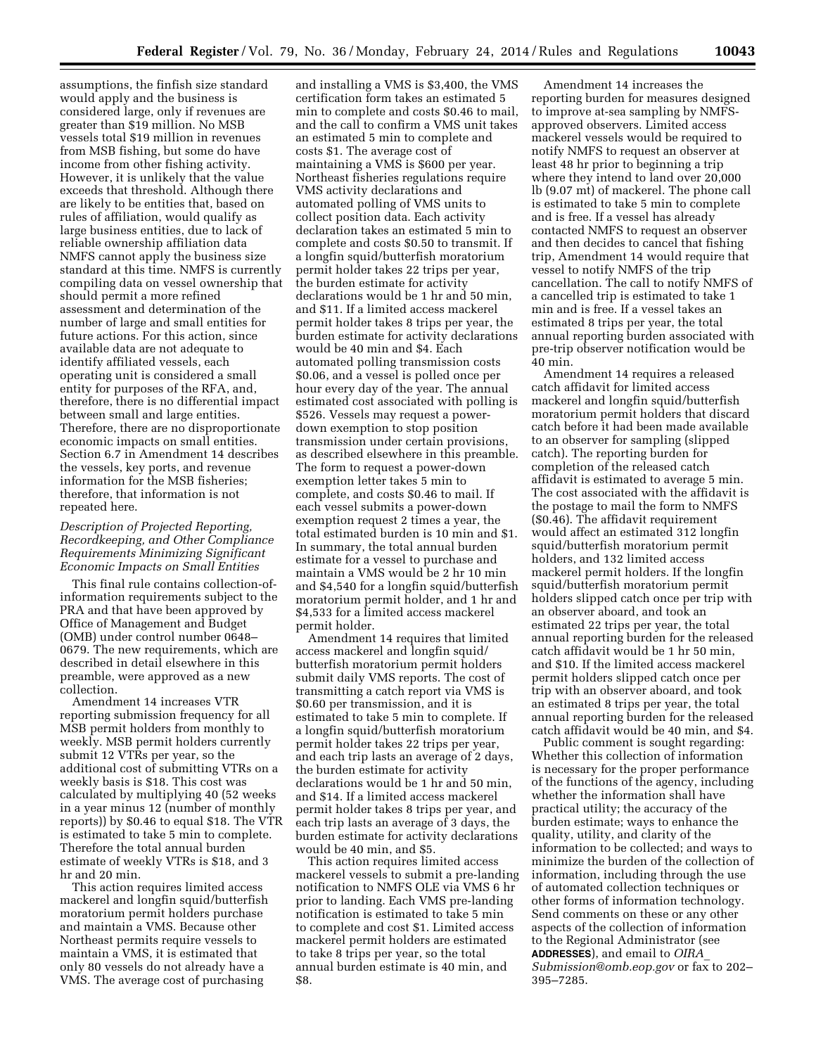assumptions, the finfish size standard would apply and the business is considered large, only if revenues are greater than $19 million. No MSB vessels total $19 million in revenues from MSB fishing, but some do have income from other fishing activity. However, it is unlikely that the value exceeds that threshold. Although there are likely to be entities that, based on rules of affiliation, would qualify as large business entities, due to lack of reliable ownership affiliation data NMFS cannot apply the business size standard at this time. NMFS is currently compiling data on vessel ownership that should permit a more refined assessment and determination of the number of large and small entities for future actions. For this action, since available data are not adequate to identify affiliated vessels, each operating unit is considered a small entity for purposes of the RFA, and, therefore, there is no differential impact between small and large entities. Therefore, there are no disproportionate economic impacts on small entities. Section 6.7 in Amendment 14 describes the vessels, key ports, and revenue information for the MSB fisheries; therefore, that information is not repeated here.

*Description of Projected Reporting, Recordkeeping, and Other Compliance Requirements Minimizing Significant Economic Impacts on Small Entities*

This final rule contains collection-of-information requirements subject to the PRA and that have been approved by Office of Management and Budget (OMB) under control number 0648–0679. The new requirements, which are described in detail elsewhere in this preamble, were approved as a new collection.

Amendment 14 increases VTR reporting submission frequency for all MSB permit holders from monthly to weekly. MSB permit holders currently submit 12 VTRs per year, so the additional cost of submitting VTRs on a weekly basis is $18. This cost was calculated by multiplying 40 (52 weeks in a year minus 12 (number of monthly reports)) by $0.46 to equal $18. The VTR is estimated to take 5 min to complete. Therefore the total annual burden estimate of weekly VTRs is $18, and 3 hr and 20 min.

This action requires limited access mackerel and longfin squid/butterfish moratorium permit holders purchase and maintain a VMS. Because other Northeast permits require vessels to maintain a VMS, it is estimated that only 80 vessels do not already have a VMS. The average cost of purchasing and installing a VMS is $3,400, the VMS certification form takes an estimated 5 min to complete and costs $0.46 to mail, and the call to confirm a VMS unit takes an estimated 5 min to complete and costs $1. The average cost of maintaining a VMS is $600 per year. Northeast fisheries regulations require VMS activity declarations and automated polling of VMS units to collect position data. Each activity declaration takes an estimated 5 min to complete and costs $0.50 to transmit. If a longfin squid/butterfish moratorium permit holder takes 22 trips per year, the burden estimate for activity declarations would be 1 hr and 50 min, and $11. If a limited access mackerel permit holder takes 8 trips per year, the burden estimate for activity declarations would be 40 min and $4. Each automated polling transmission costs $0.06, and a vessel is polled once per hour every day of the year. The annual estimated cost associated with polling is $526. Vessels may request a power-down exemption to stop position transmission under certain provisions, as described elsewhere in this preamble. The form to request a power-down exemption letter takes 5 min to complete, and costs $0.46 to mail. If each vessel submits a power-down exemption request 2 times a year, the total estimated burden is 10 min and $1. In summary, the total annual burden estimate for a vessel to purchase and maintain a VMS would be 2 hr 10 min and $4,540 for a longfin squid/butterfish moratorium permit holder, and 1 hr and $4,533 for a limited access mackerel permit holder.

Amendment 14 requires that limited access mackerel and longfin squid/butterfish moratorium permit holders submit daily VMS reports. The cost of transmitting a catch report via VMS is $0.60 per transmission, and it is estimated to take 5 min to complete. If a longfin squid/butterfish moratorium permit holder takes 22 trips per year, and each trip lasts an average of 2 days, the burden estimate for activity declarations would be 1 hr and 50 min, and $14. If a limited access mackerel permit holder takes 8 trips per year, and each trip lasts an average of 3 days, the burden estimate for activity declarations would be 40 min, and $5.

This action requires limited access mackerel vessels to submit a pre-landing notification to NMFS OLE via VMS 6 hr prior to landing. Each VMS pre-landing notification is estimated to take 5 min to complete and cost $1. Limited access mackerel permit holders are estimated to take 8 trips per year, so the total annual burden estimate is 40 min, and $8.

Amendment 14 increases the reporting burden for measures designed to improve at-sea sampling by NMFS-approved observers. Limited access mackerel vessels would be required to notify NMFS to request an observer at least 48 hr prior to beginning a trip where they intend to land over 20,000 lb (9.07 mt) of mackerel. The phone call is estimated to take 5 min to complete and is free. If a vessel has already contacted NMFS to request an observer and then decides to cancel that fishing trip, Amendment 14 would require that vessel to notify NMFS of the trip cancellation. The call to notify NMFS of a cancelled trip is estimated to take 1 min and is free. If a vessel takes an estimated 8 trips per year, the total annual reporting burden associated with pre-trip observer notification would be 40 min.

Amendment 14 requires a released catch affidavit for limited access mackerel and longfin squid/butterfish moratorium permit holders that discard catch before it had been made available to an observer for sampling (slipped catch). The reporting burden for completion of the released catch affidavit is estimated to average 5 min. The cost associated with the affidavit is the postage to mail the form to NMFS ($0.46). The affidavit requirement would affect an estimated 312 longfin squid/butterfish moratorium permit holders, and 132 limited access mackerel permit holders. If the longfin squid/butterfish moratorium permit holders slipped catch once per trip with an observer aboard, and took an estimated 22 trips per year, the total annual reporting burden for the released catch affidavit would be 1 hr 50 min, and $10. If the limited access mackerel permit holders slipped catch once per trip with an observer aboard, and took an estimated 8 trips per year, the total annual reporting burden for the released catch affidavit would be 40 min, and $4.

Public comment is sought regarding: Whether this collection of information is necessary for the proper performance of the functions of the agency, including whether the information shall have practical utility; the accuracy of the burden estimate; ways to enhance the quality, utility, and clarity of the information to be collected; and ways to minimize the burden of the collection of information, including through the use of automated collection techniques or other forms of information technology. Send comments on these or any other aspects of the collection of information to the Regional Administrator (see **ADDRESSES**), and email to *OIRA_Submission@omb.eop.gov* or fax to 202–395–7285.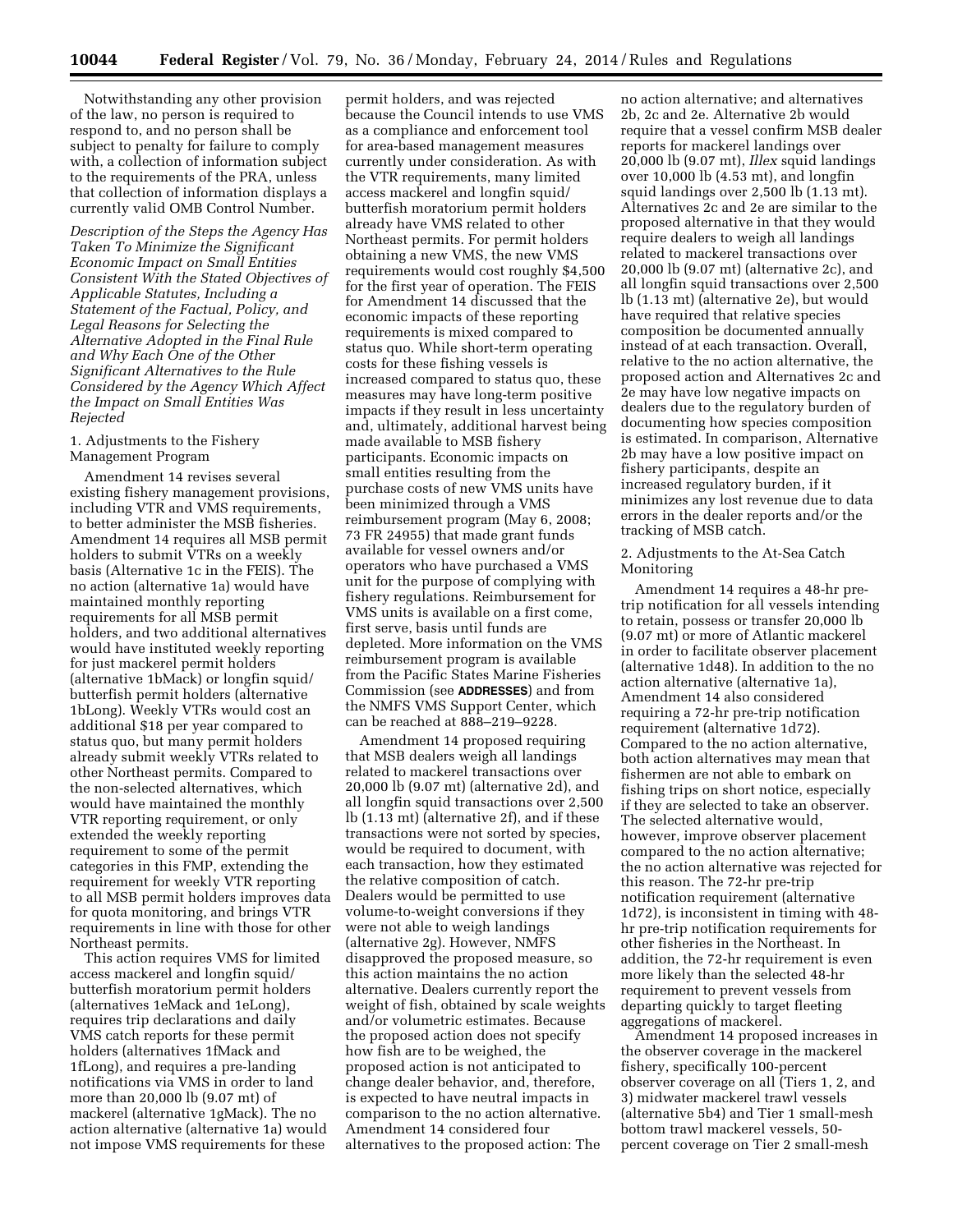Notwithstanding any other provision of the law, no person is required to respond to, and no person shall be subject to penalty for failure to comply with, a collection of information subject to the requirements of the PRA, unless that collection of information displays a currently valid OMB Control Number.

*Description of the Steps the Agency Has Taken To Minimize the Significant Economic Impact on Small Entities Consistent With the Stated Objectives of Applicable Statutes, Including a Statement of the Factual, Policy, and Legal Reasons for Selecting the Alternative Adopted in the Final Rule and Why Each One of the Other Significant Alternatives to the Rule Considered by the Agency Which Affect the Impact on Small Entities Was Rejected*

1. Adjustments to the Fishery Management Program

Amendment 14 revises several existing fishery management provisions, including VTR and VMS requirements, to better administer the MSB fisheries. Amendment 14 requires all MSB permit holders to submit VTRs on a weekly basis (Alternative 1c in the FEIS). The no action (alternative 1a) would have maintained monthly reporting requirements for all MSB permit holders, and two additional alternatives would have instituted weekly reporting for just mackerel permit holders (alternative 1bMack) or longfin squid/butterfish permit holders (alternative 1bLong). Weekly VTRs would cost an additional $18 per year compared to status quo, but many permit holders already submit weekly VTRs related to other Northeast permits. Compared to the non-selected alternatives, which would have maintained the monthly VTR reporting requirement, or only extended the weekly reporting requirement to some of the permit categories in this FMP, extending the requirement for weekly VTR reporting to all MSB permit holders improves data for quota monitoring, and brings VTR requirements in line with those for other Northeast permits.

This action requires VMS for limited access mackerel and longfin squid/butterfish moratorium permit holders (alternatives 1eMack and 1eLong), requires trip declarations and daily VMS catch reports for these permit holders (alternatives 1fMack and 1fLong), and requires a pre-landing notifications via VMS in order to land more than 20,000 lb (9.07 mt) of mackerel (alternative 1gMack). The no action alternative (alternative 1a) would not impose VMS requirements for these permit holders, and was rejected because the Council intends to use VMS as a compliance and enforcement tool for area-based management measures currently under consideration. As with the VTR requirements, many limited access mackerel and longfin squid/butterfish moratorium permit holders already have VMS related to other Northeast permits. For permit holders obtaining a new VMS, the new VMS requirements would cost roughly $4,500 for the first year of operation. The FEIS for Amendment 14 discussed that the economic impacts of these reporting requirements is mixed compared to status quo. While short-term operating costs for these fishing vessels is increased compared to status quo, these measures may have long-term positive impacts if they result in less uncertainty and, ultimately, additional harvest being made available to MSB fishery participants. Economic impacts on small entities resulting from the purchase costs of new VMS units have been minimized through a VMS reimbursement program (May 6, 2008; 73 FR 24955) that made grant funds available for vessel owners and/or operators who have purchased a VMS unit for the purpose of complying with fishery regulations. Reimbursement for VMS units is available on a first come, first serve, basis until funds are depleted. More information on the VMS reimbursement program is available from the Pacific States Marine Fisheries Commission (see **ADDRESSES**) and from the NMFS VMS Support Center, which can be reached at 888–219–9228.

Amendment 14 proposed requiring that MSB dealers weigh all landings related to mackerel transactions over 20,000 lb (9.07 mt) (alternative 2d), and all longfin squid transactions over 2,500 lb (1.13 mt) (alternative 2f), and if these transactions were not sorted by species, would be required to document, with each transaction, how they estimated the relative composition of catch. Dealers would be permitted to use volume-to-weight conversions if they were not able to weigh landings (alternative 2g). However, NMFS disapproved the proposed measure, so this action maintains the no action alternative. Dealers currently report the weight of fish, obtained by scale weights and/or volumetric estimates. Because the proposed action does not specify how fish are to be weighed, the proposed action is not anticipated to change dealer behavior, and, therefore, is expected to have neutral impacts in comparison to the no action alternative. Amendment 14 considered four alternatives to the proposed action: The no action alternative; and alternatives 2b, 2c and 2e. Alternative 2b would require that a vessel confirm MSB dealer reports for mackerel landings over 20,000 lb (9.07 mt), *Illex* squid landings over 10,000 lb (4.53 mt), and longfin squid landings over 2,500 lb (1.13 mt). Alternatives 2c and 2e are similar to the proposed alternative in that they would require dealers to weigh all landings related to mackerel transactions over 20,000 lb (9.07 mt) (alternative 2c), and all longfin squid transactions over 2,500 lb (1.13 mt) (alternative 2e), but would have required that relative species composition be documented annually instead of at each transaction. Overall, relative to the no action alternative, the proposed action and Alternatives 2c and 2e may have low negative impacts on dealers due to the regulatory burden of documenting how species composition is estimated. In comparison, Alternative 2b may have a low positive impact on fishery participants, despite an increased regulatory burden, if it minimizes any lost revenue due to data errors in the dealer reports and/or the tracking of MSB catch.

2. Adjustments to the At-Sea Catch Monitoring

Amendment 14 requires a 48-hr pre-trip notification for all vessels intending to retain, possess or transfer 20,000 lb (9.07 mt) or more of Atlantic mackerel in order to facilitate observer placement (alternative 1d48). In addition to the no action alternative (alternative 1a), Amendment 14 also considered requiring a 72-hr pre-trip notification requirement (alternative 1d72). Compared to the no action alternative, both action alternatives may mean that fishermen are not able to embark on fishing trips on short notice, especially if they are selected to take an observer. The selected alternative would, however, improve observer placement compared to the no action alternative; the no action alternative was rejected for this reason. The 72-hr pre-trip notification requirement (alternative 1d72), is inconsistent in timing with 48-hr pre-trip notification requirements for other fisheries in the Northeast. In addition, the 72-hr requirement is even more likely than the selected 48-hr requirement to prevent vessels from departing quickly to target fleeting aggregations of mackerel.

Amendment 14 proposed increases in the observer coverage in the mackerel fishery, specifically 100-percent observer coverage on all (Tiers 1, 2, and 3) midwater mackerel trawl vessels (alternative 5b4) and Tier 1 small-mesh bottom trawl mackerel vessels, 50-percent coverage on Tier 2 small-mesh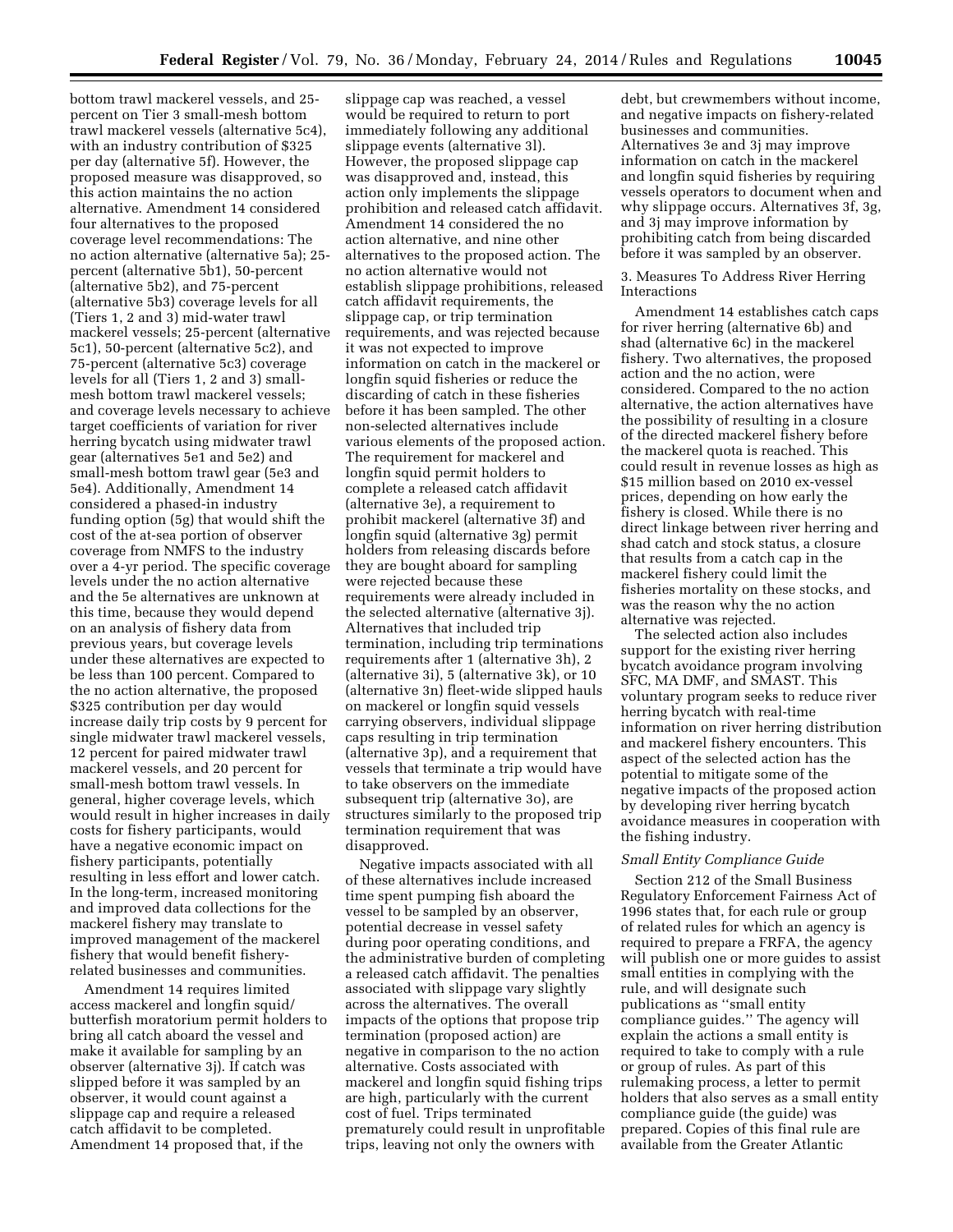bottom trawl mackerel vessels, and 25-percent on Tier 3 small-mesh bottom trawl mackerel vessels (alternative 5c4), with an industry contribution of $325 per day (alternative 5f). However, the proposed measure was disapproved, so this action maintains the no action alternative. Amendment 14 considered four alternatives to the proposed coverage level recommendations: The no action alternative (alternative 5a); 25-percent (alternative 5b1), 50-percent (alternative 5b2), and 75-percent (alternative 5b3) coverage levels for all (Tiers 1, 2 and 3) mid-water trawl mackerel vessels; 25-percent (alternative 5c1), 50-percent (alternative 5c2), and 75-percent (alternative 5c3) coverage levels for all (Tiers 1, 2 and 3) small-mesh bottom trawl mackerel vessels; and coverage levels necessary to achieve target coefficients of variation for river herring bycatch using midwater trawl gear (alternatives 5e1 and 5e2) and small-mesh bottom trawl gear (5e3 and 5e4). Additionally, Amendment 14 considered a phased-in industry funding option (5g) that would shift the cost of the at-sea portion of observer coverage from NMFS to the industry over a 4-yr period. The specific coverage levels under the no action alternative and the 5e alternatives are unknown at this time, because they would depend on an analysis of fishery data from previous years, but coverage levels under these alternatives are expected to be less than 100 percent. Compared to the no action alternative, the proposed $325 contribution per day would increase daily trip costs by 9 percent for single midwater trawl mackerel vessels, 12 percent for paired midwater trawl mackerel vessels, and 20 percent for small-mesh bottom trawl vessels. In general, higher coverage levels, which would result in higher increases in daily costs for fishery participants, would have a negative economic impact on fishery participants, potentially resulting in less effort and lower catch. In the long-term, increased monitoring and improved data collections for the mackerel fishery may translate to improved management of the mackerel fishery that would benefit fishery-related businesses and communities.

Amendment 14 requires limited access mackerel and longfin squid/butterfish moratorium permit holders to bring all catch aboard the vessel and make it available for sampling by an observer (alternative 3j). If catch was slipped before it was sampled by an observer, it would count against a slippage cap and require a released catch affidavit to be completed. Amendment 14 proposed that, if the slippage cap was reached, a vessel would be required to return to port immediately following any additional slippage events (alternative 3l). However, the proposed slippage cap was disapproved and, instead, this action only implements the slippage prohibition and released catch affidavit. Amendment 14 considered the no action alternative, and nine other alternatives to the proposed action. The no action alternative would not establish slippage prohibitions, released catch affidavit requirements, the slippage cap, or trip termination requirements, and was rejected because it was not expected to improve information on catch in the mackerel or longfin squid fisheries or reduce the discarding of catch in these fisheries before it has been sampled. The other non-selected alternatives include various elements of the proposed action. The requirement for mackerel and longfin squid permit holders to complete a released catch affidavit (alternative 3e), a requirement to prohibit mackerel (alternative 3f) and longfin squid (alternative 3g) permit holders from releasing discards before they are bought aboard for sampling were rejected because these requirements were already included in the selected alternative (alternative 3j). Alternatives that included trip termination, including trip terminations requirements after 1 (alternative 3h), 2 (alternative 3i), 5 (alternative 3k), or 10 (alternative 3n) fleet-wide slipped hauls on mackerel or longfin squid vessels carrying observers, individual slippage caps resulting in trip termination (alternative 3p), and a requirement that vessels that terminate a trip would have to take observers on the immediate subsequent trip (alternative 3o), are structures similarly to the proposed trip termination requirement that was disapproved.

Negative impacts associated with all of these alternatives include increased time spent pumping fish aboard the vessel to be sampled by an observer, potential decrease in vessel safety during poor operating conditions, and the administrative burden of completing a released catch affidavit. The penalties associated with slippage vary slightly across the alternatives. The overall impacts of the options that propose trip termination (proposed action) are negative in comparison to the no action alternative. Costs associated with mackerel and longfin squid fishing trips are high, particularly with the current cost of fuel. Trips terminated prematurely could result in unprofitable trips, leaving not only the owners with debt, but crewmembers without income, and negative impacts on fishery-related businesses and communities. Alternatives 3e and 3j may improve information on catch in the mackerel and longfin squid fisheries by requiring vessels operators to document when and why slippage occurs. Alternatives 3f, 3g, and 3j may improve information by prohibiting catch from being discarded before it was sampled by an observer.

3. Measures To Address River Herring Interactions

Amendment 14 establishes catch caps for river herring (alternative 6b) and shad (alternative 6c) in the mackerel fishery. Two alternatives, the proposed action and the no action, were considered. Compared to the no action alternative, the action alternatives have the possibility of resulting in a closure of the directed mackerel fishery before the mackerel quota is reached. This could result in revenue losses as high as $15 million based on 2010 ex-vessel prices, depending on how early the fishery is closed. While there is no direct linkage between river herring and shad catch and stock status, a closure that results from a catch cap in the mackerel fishery could limit the fisheries mortality on these stocks, and was the reason why the no action alternative was rejected.

The selected action also includes support for the existing river herring bycatch avoidance program involving SFC, MA DMF, and SMAST. This voluntary program seeks to reduce river herring bycatch with real-time information on river herring distribution and mackerel fishery encounters. This aspect of the selected action has the potential to mitigate some of the negative impacts of the proposed action by developing river herring bycatch avoidance measures in cooperation with the fishing industry.

*Small Entity Compliance Guide*

Section 212 of the Small Business Regulatory Enforcement Fairness Act of 1996 states that, for each rule or group of related rules for which an agency is required to prepare a FRFA, the agency will publish one or more guides to assist small entities in complying with the rule, and will designate such publications as ''small entity compliance guides.'' The agency will explain the actions a small entity is required to take to comply with a rule or group of rules. As part of this rulemaking process, a letter to permit holders that also serves as a small entity compliance guide (the guide) was prepared. Copies of this final rule are available from the Greater Atlantic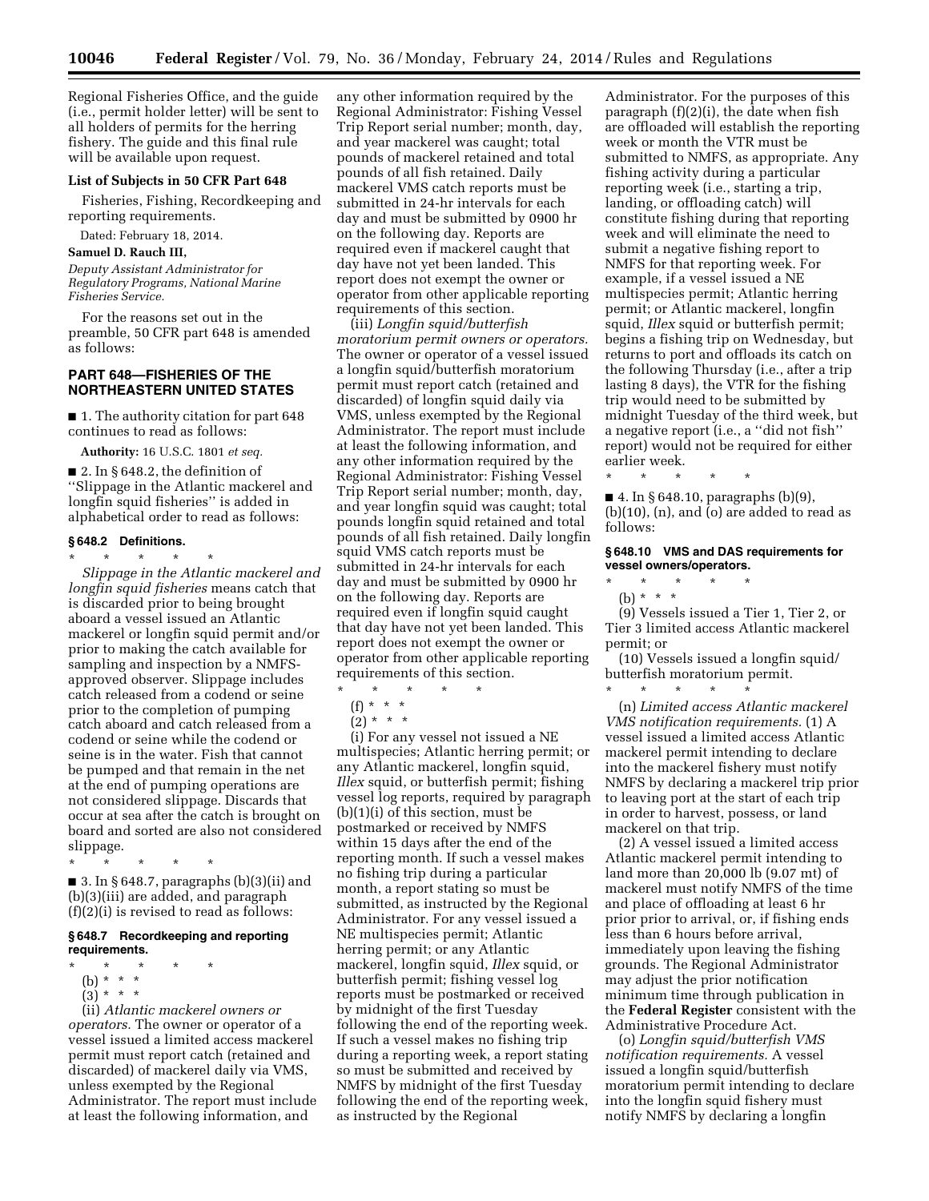Regional Fisheries Office, and the guide (i.e., permit holder letter) will be sent to all holders of permits for the herring fishery. The guide and this final rule will be available upon request.

**List of Subjects in 50 CFR Part 648**

Fisheries, Fishing, Recordkeeping and reporting requirements.

Dated: February 18, 2014.

**Samuel D. Rauch III,**

*Deputy Assistant Administrator for Regulatory Programs, National Marine Fisheries Service.*

For the reasons set out in the preamble, 50 CFR part 648 is amended as follows:

## PART 648—FISHERIES OF THE NORTHEASTERN UNITED STATES

■ 1. The authority citation for part 648 continues to read as follows:

**Authority:** 16 U.S.C. 1801 *et seq.*

■ 2. In § 648.2, the definition of ''Slippage in the Atlantic mackerel and longfin squid fisheries'' is added in alphabetical order to read as follows:

### § 648.2 Definitions.

\* \* \* \* \*

*Slippage in the Atlantic mackerel and longfin squid fisheries* means catch that is discarded prior to being brought aboard a vessel issued an Atlantic mackerel or longfin squid permit and/or prior to making the catch available for sampling and inspection by a NMFS-approved observer. Slippage includes catch released from a codend or seine prior to the completion of pumping catch aboard and catch released from a codend or seine while the codend or seine is in the water. Fish that cannot be pumped and that remain in the net at the end of pumping operations are not considered slippage. Discards that occur at sea after the catch is brought on board and sorted are also not considered slippage.

\* \* \* \* \*

■ 3. In § 648.7, paragraphs (b)(3)(ii) and (b)(3)(iii) are added, and paragraph (f)(2)(i) is revised to read as follows:

### § 648.7 Recordkeeping and reporting requirements.

\* \* \* \* \*

(b) \* \* \*

(3) \* \* \*

(ii) *Atlantic mackerel owners or operators.* The owner or operator of a vessel issued a limited access mackerel permit must report catch (retained and discarded) of mackerel daily via VMS, unless exempted by the Regional Administrator. The report must include at least the following information, and any other information required by the Regional Administrator: Fishing Vessel Trip Report serial number; month, day, and year mackerel was caught; total pounds of mackerel retained and total pounds of all fish retained. Daily mackerel VMS catch reports must be submitted in 24-hr intervals for each day and must be submitted by 0900 hr on the following day. Reports are required even if mackerel caught that day have not yet been landed. This report does not exempt the owner or operator from other applicable reporting requirements of this section.

(iii) *Longfin squid/butterfish moratorium permit owners or operators.* The owner or operator of a vessel issued a longfin squid/butterfish moratorium permit must report catch (retained and discarded) of longfin squid daily via VMS, unless exempted by the Regional Administrator. The report must include at least the following information, and any other information required by the Regional Administrator: Fishing Vessel Trip Report serial number; month, day, and year longfin squid was caught; total pounds longfin squid retained and total pounds of all fish retained. Daily longfin squid VMS catch reports must be submitted in 24-hr intervals for each day and must be submitted by 0900 hr on the following day. Reports are required even if longfin squid caught that day have not yet been landed. This report does not exempt the owner or operator from other applicable reporting requirements of this section.

\* \* \* \* \*

(f) \* \* \*

(2) \* \* \*

(i) For any vessel not issued a NE multispecies; Atlantic herring permit; or any Atlantic mackerel, longfin squid, *Illex* squid, or butterfish permit; fishing vessel log reports, required by paragraph (b)(1)(i) of this section, must be postmarked or received by NMFS within 15 days after the end of the reporting month. If such a vessel makes no fishing trip during a particular month, a report stating so must be submitted, as instructed by the Regional Administrator. For any vessel issued a NE multispecies permit; Atlantic herring permit; or any Atlantic mackerel, longfin squid, *Illex* squid, or butterfish permit; fishing vessel log reports must be postmarked or received by midnight of the first Tuesday following the end of the reporting week. If such a vessel makes no fishing trip during a reporting week, a report stating so must be submitted and received by NMFS by midnight of the first Tuesday following the end of the reporting week, as instructed by the Regional Administrator. For the purposes of this paragraph (f)(2)(i), the date when fish are offloaded will establish the reporting week or month the VTR must be submitted to NMFS, as appropriate. Any fishing activity during a particular reporting week (i.e., starting a trip, landing, or offloading catch) will constitute fishing during that reporting week and will eliminate the need to submit a negative fishing report to NMFS for that reporting week. For example, if a vessel issued a NE multispecies permit; Atlantic herring permit; or Atlantic mackerel, longfin squid, *Illex* squid or butterfish permit; begins a fishing trip on Wednesday, but returns to port and offloads its catch on the following Thursday (i.e., after a trip lasting 8 days), the VTR for the fishing trip would need to be submitted by midnight Tuesday of the third week, but a negative report (i.e., a ''did not fish'' report) would not be required for either earlier week.

\* \* \* \* \*

■ 4. In § 648.10, paragraphs (b)(9), (b)(10), (n), and (o) are added to read as follows:

### § 648.10 VMS and DAS requirements for vessel owners/operators.

\* \* \* \* \*

(b) \* \* \*

(9) Vessels issued a Tier 1, Tier 2, or Tier 3 limited access Atlantic mackerel permit; or

(10) Vessels issued a longfin squid/butterfish moratorium permit.

\* \* \* \* \*

(n) *Limited access Atlantic mackerel VMS notification requirements.* (1) A vessel issued a limited access Atlantic mackerel permit intending to declare into the mackerel fishery must notify NMFS by declaring a mackerel trip prior to leaving port at the start of each trip in order to harvest, possess, or land mackerel on that trip.

(2) A vessel issued a limited access Atlantic mackerel permit intending to land more than 20,000 lb (9.07 mt) of mackerel must notify NMFS of the time and place of offloading at least 6 hr prior prior to arrival, or, if fishing ends less than 6 hours before arrival, immediately upon leaving the fishing grounds. The Regional Administrator may adjust the prior notification minimum time through publication in the **Federal Register** consistent with the Administrative Procedure Act.

(o) *Longfin squid/butterfish VMS notification requirements.* A vessel issued a longfin squid/butterfish moratorium permit intending to declare into the longfin squid fishery must notify NMFS by declaring a longfin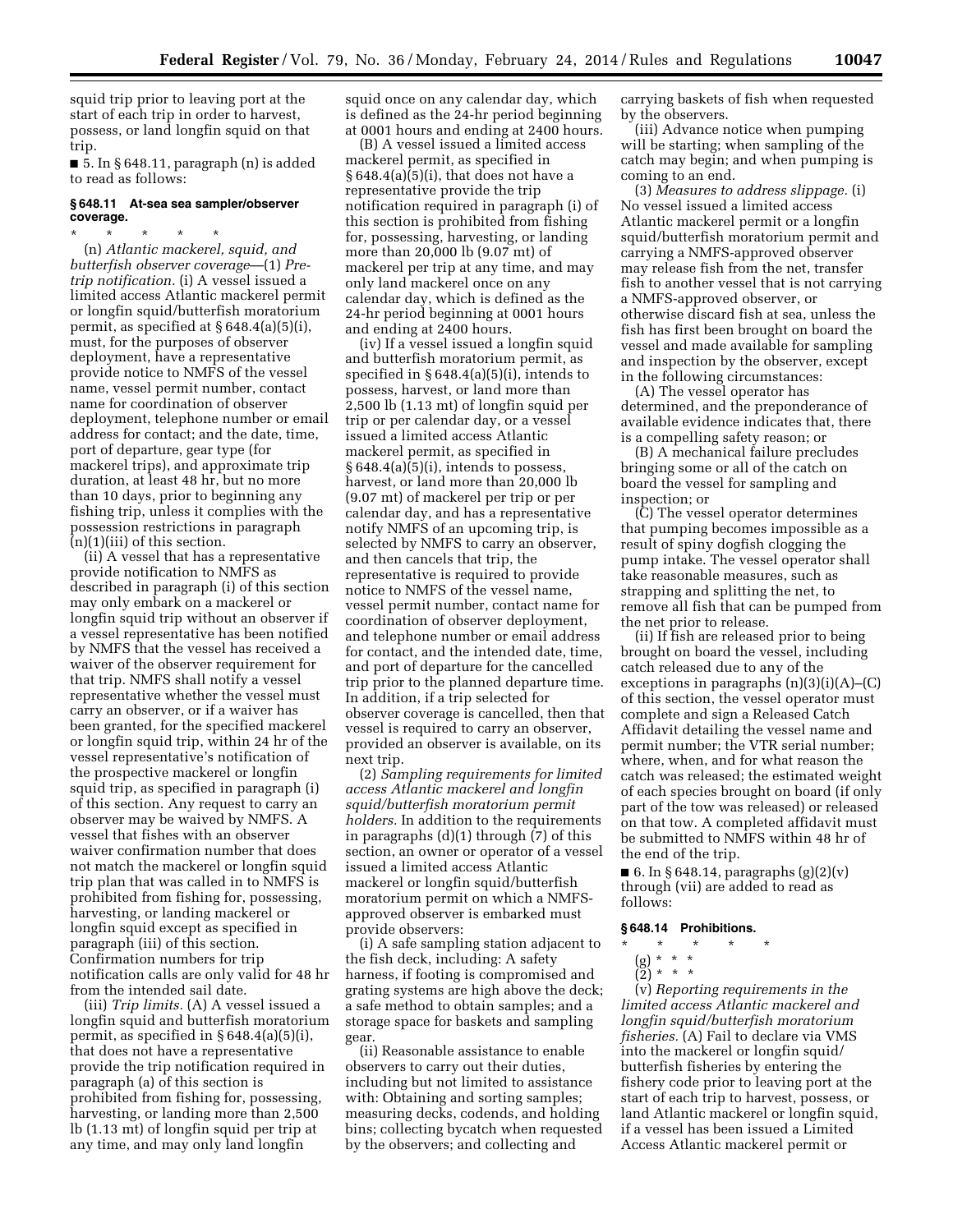squid trip prior to leaving port at the start of each trip in order to harvest, possess, or land longfin squid on that trip.

■ 5. In § 648.11, paragraph (n) is added to read as follows:

### § 648.11 At-sea sea sampler/observer coverage.

\* \* \* \* \*

(n) *Atlantic mackerel, squid, and butterfish observer coverage*—(1) *Pre-trip notification.* (i) A vessel issued a limited access Atlantic mackerel permit or longfin squid/butterfish moratorium permit, as specified at § 648.4(a)(5)(i), must, for the purposes of observer deployment, have a representative provide notice to NMFS of the vessel name, vessel permit number, contact name for coordination of observer deployment, telephone number or email address for contact; and the date, time, port of departure, gear type (for mackerel trips), and approximate trip duration, at least 48 hr, but no more than 10 days, prior to beginning any fishing trip, unless it complies with the possession restrictions in paragraph (n)(1)(iii) of this section.

(ii) A vessel that has a representative provide notification to NMFS as described in paragraph (i) of this section may only embark on a mackerel or longfin squid trip without an observer if a vessel representative has been notified by NMFS that the vessel has received a waiver of the observer requirement for that trip. NMFS shall notify a vessel representative whether the vessel must carry an observer, or if a waiver has been granted, for the specified mackerel or longfin squid trip, within 24 hr of the vessel representative's notification of the prospective mackerel or longfin squid trip, as specified in paragraph (i) of this section. Any request to carry an observer may be waived by NMFS. A vessel that fishes with an observer waiver confirmation number that does not match the mackerel or longfin squid trip plan that was called in to NMFS is prohibited from fishing for, possessing, harvesting, or landing mackerel or longfin squid except as specified in paragraph (iii) of this section. Confirmation numbers for trip notification calls are only valid for 48 hr from the intended sail date.

(iii) *Trip limits.* (A) A vessel issued a longfin squid and butterfish moratorium permit, as specified in § 648.4(a)(5)(i), that does not have a representative provide the trip notification required in paragraph (a) of this section is prohibited from fishing for, possessing, harvesting, or landing more than 2,500 lb (1.13 mt) of longfin squid per trip at any time, and may only land longfin squid once on any calendar day, which is defined as the 24-hr period beginning at 0001 hours and ending at 2400 hours.

(B) A vessel issued a limited access mackerel permit, as specified in § 648.4(a)(5)(i), that does not have a representative provide the trip notification required in paragraph (i) of this section is prohibited from fishing for, possessing, harvesting, or landing more than 20,000 lb (9.07 mt) of mackerel per trip at any time, and may only land mackerel once on any calendar day, which is defined as the 24-hr period beginning at 0001 hours and ending at 2400 hours.

(iv) If a vessel issued a longfin squid and butterfish moratorium permit, as specified in § 648.4(a)(5)(i), intends to possess, harvest, or land more than 2,500 lb (1.13 mt) of longfin squid per trip or per calendar day, or a vessel issued a limited access Atlantic mackerel permit, as specified in § 648.4(a)(5)(i), intends to possess, harvest, or land more than 20,000 lb (9.07 mt) of mackerel per trip or per calendar day, and has a representative notify NMFS of an upcoming trip, is selected by NMFS to carry an observer, and then cancels that trip, the representative is required to provide notice to NMFS of the vessel name, vessel permit number, contact name for coordination of observer deployment, and telephone number or email address for contact, and the intended date, time, and port of departure for the cancelled trip prior to the planned departure time. In addition, if a trip selected for observer coverage is cancelled, then that vessel is required to carry an observer, provided an observer is available, on its next trip.

(2) *Sampling requirements for limited access Atlantic mackerel and longfin squid/butterfish moratorium permit holders.* In addition to the requirements in paragraphs (d)(1) through (7) of this section, an owner or operator of a vessel issued a limited access Atlantic mackerel or longfin squid/butterfish moratorium permit on which a NMFS-approved observer is embarked must provide observers:

(i) A safe sampling station adjacent to the fish deck, including: A safety harness, if footing is compromised and grating systems are high above the deck; a safe method to obtain samples; and a storage space for baskets and sampling gear.

(ii) Reasonable assistance to enable observers to carry out their duties, including but not limited to assistance with: Obtaining and sorting samples; measuring decks, codends, and holding bins; collecting bycatch when requested by the observers; and collecting and carrying baskets of fish when requested by the observers.

(iii) Advance notice when pumping will be starting; when sampling of the catch may begin; and when pumping is coming to an end.

(3) *Measures to address slippage.* (i) No vessel issued a limited access Atlantic mackerel permit or a longfin squid/butterfish moratorium permit and carrying a NMFS-approved observer may release fish from the net, transfer fish to another vessel that is not carrying a NMFS-approved observer, or otherwise discard fish at sea, unless the fish has first been brought on board the vessel and made available for sampling and inspection by the observer, except in the following circumstances:

(A) The vessel operator has determined, and the preponderance of available evidence indicates that, there is a compelling safety reason; or

(B) A mechanical failure precludes bringing some or all of the catch on board the vessel for sampling and inspection; or

(C) The vessel operator determines that pumping becomes impossible as a result of spiny dogfish clogging the pump intake. The vessel operator shall take reasonable measures, such as strapping and splitting the net, to remove all fish that can be pumped from the net prior to release.

(ii) If fish are released prior to being brought on board the vessel, including catch released due to any of the exceptions in paragraphs (n)(3)(i)(A)–(C) of this section, the vessel operator must complete and sign a Released Catch Affidavit detailing the vessel name and permit number; the VTR serial number; where, when, and for what reason the catch was released; the estimated weight of each species brought on board (if only part of the tow was released) or released on that tow. A completed affidavit must be submitted to NMFS within 48 hr of the end of the trip.

■ 6. In § 648.14, paragraphs (g)(2)(v) through (vii) are added to read as follows:

### § 648.14 Prohibitions.

\* \* \* \* \*

(g) \* \* \*

(2) \* \* \*

(v) *Reporting requirements in the limited access Atlantic mackerel and longfin squid/butterfish moratorium fisheries.* (A) Fail to declare via VMS into the mackerel or longfin squid/butterfish fisheries by entering the fishery code prior to leaving port at the start of each trip to harvest, possess, or land Atlantic mackerel or longfin squid, if a vessel has been issued a Limited Access Atlantic mackerel permit or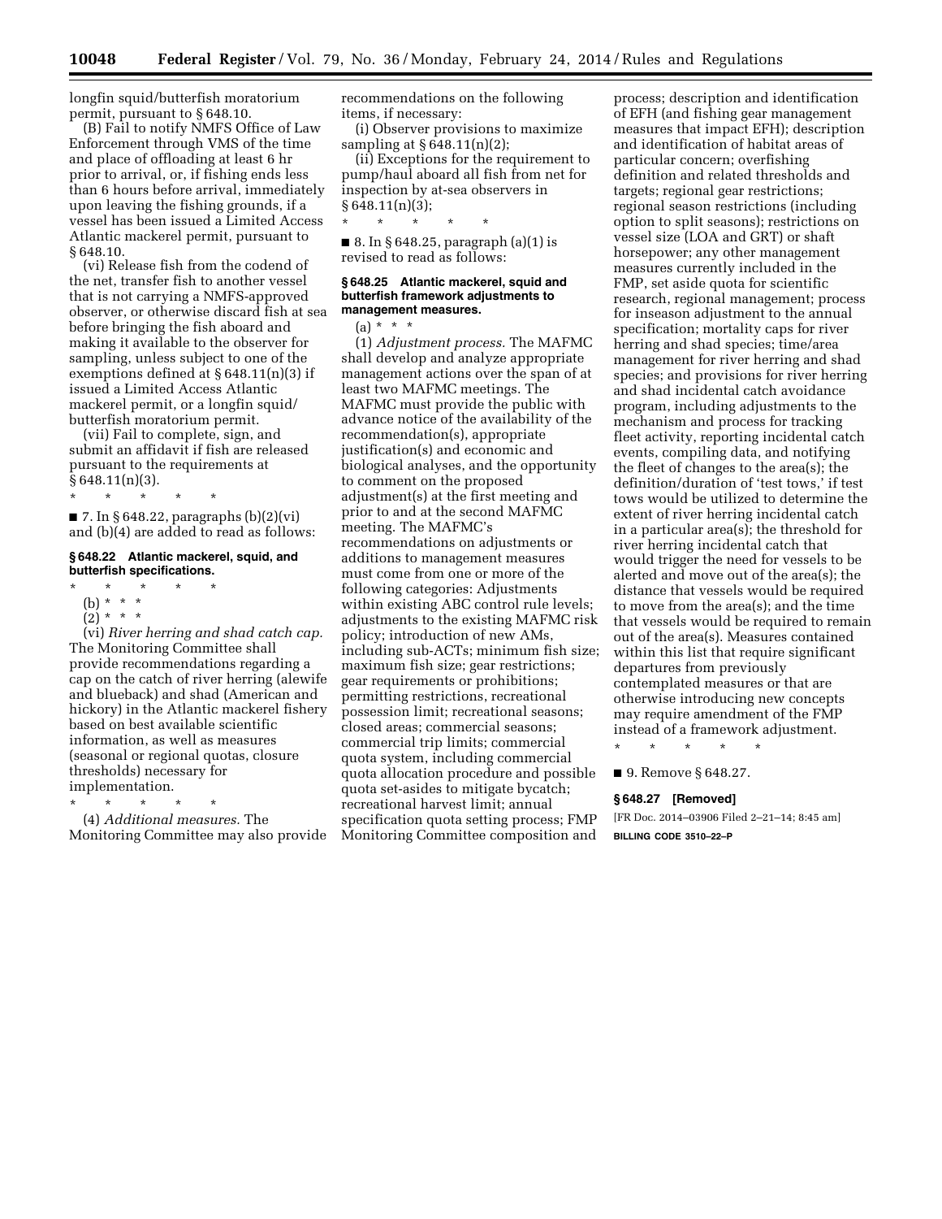longfin squid/butterfish moratorium permit, pursuant to § 648.10.

(B) Fail to notify NMFS Office of Law Enforcement through VMS of the time and place of offloading at least 6 hr prior to arrival, or, if fishing ends less than 6 hours before arrival, immediately upon leaving the fishing grounds, if a vessel has been issued a Limited Access Atlantic mackerel permit, pursuant to § 648.10.

(vi) Release fish from the codend of the net, transfer fish to another vessel that is not carrying a NMFS-approved observer, or otherwise discard fish at sea before bringing the fish aboard and making it available to the observer for sampling, unless subject to one of the exemptions defined at § 648.11(n)(3) if issued a Limited Access Atlantic mackerel permit, or a longfin squid/butterfish moratorium permit.

(vii) Fail to complete, sign, and submit an affidavit if fish are released pursuant to the requirements at § 648.11(n)(3).

\* \* \* \* \*

■ 7. In § 648.22, paragraphs (b)(2)(vi) and (b)(4) are added to read as follows:

### § 648.22 Atlantic mackerel, squid, and butterfish specifications.

\* \* \* \* \*

(b) \* \* \*

(2) \* \* \*

(vi) *River herring and shad catch cap.* The Monitoring Committee shall provide recommendations regarding a cap on the catch of river herring (alewife and blueback) and shad (American and hickory) in the Atlantic mackerel fishery based on best available scientific information, as well as measures (seasonal or regional quotas, closure thresholds) necessary for implementation.

\* \* \* \* \*

(4) *Additional measures.* The Monitoring Committee may also provide recommendations on the following items, if necessary:

(i) Observer provisions to maximize sampling at § 648.11(n)(2);

(ii) Exceptions for the requirement to pump/haul aboard all fish from net for inspection by at-sea observers in § 648.11(n)(3);

\* \* \* \* \*

■ 8. In § 648.25, paragraph (a)(1) is revised to read as follows:

### § 648.25 Atlantic mackerel, squid and butterfish framework adjustments to management measures.

(a) \* \* \*

(1) *Adjustment process.* The MAFMC shall develop and analyze appropriate management actions over the span of at least two MAFMC meetings. The MAFMC must provide the public with advance notice of the availability of the recommendation(s), appropriate justification(s) and economic and biological analyses, and the opportunity to comment on the proposed adjustment(s) at the first meeting and prior to and at the second MAFMC meeting. The MAFMC's recommendations on adjustments or additions to management measures must come from one or more of the following categories: Adjustments within existing ABC control rule levels; adjustments to the existing MAFMC risk policy; introduction of new AMs, including sub-ACTs; minimum fish size; maximum fish size; gear restrictions; gear requirements or prohibitions; permitting restrictions, recreational possession limit; recreational seasons; closed areas; commercial seasons; commercial trip limits; commercial quota system, including commercial quota allocation procedure and possible quota set-asides to mitigate bycatch; recreational harvest limit; annual specification quota setting process; FMP Monitoring Committee composition and process; description and identification of EFH (and fishing gear management measures that impact EFH); description and identification of habitat areas of particular concern; overfishing definition and related thresholds and targets; regional gear restrictions; regional season restrictions (including option to split seasons); restrictions on vessel size (LOA and GRT) or shaft horsepower; any other management measures currently included in the FMP, set aside quota for scientific research, regional management; process for inseason adjustment to the annual specification; mortality caps for river herring and shad species; time/area management for river herring and shad species; and provisions for river herring and shad incidental catch avoidance program, including adjustments to the mechanism and process for tracking fleet activity, reporting incidental catch events, compiling data, and notifying the fleet of changes to the area(s); the definition/duration of 'test tows,' if test tows would be utilized to determine the extent of river herring incidental catch in a particular area(s); the threshold for river herring incidental catch that would trigger the need for vessels to be alerted and move out of the area(s); the distance that vessels would be required to move from the area(s); and the time that vessels would be required to remain out of the area(s). Measures contained within this list that require significant departures from previously contemplated measures or that are otherwise introducing new concepts may require amendment of the FMP instead of a framework adjustment.

\* \* \* \* \*

■ 9. Remove § 648.27.

### § 648.27 [Removed]

[FR Doc. 2014–03906 Filed 2–21–14; 8:45 am]

**BILLING CODE 3510–22–P**